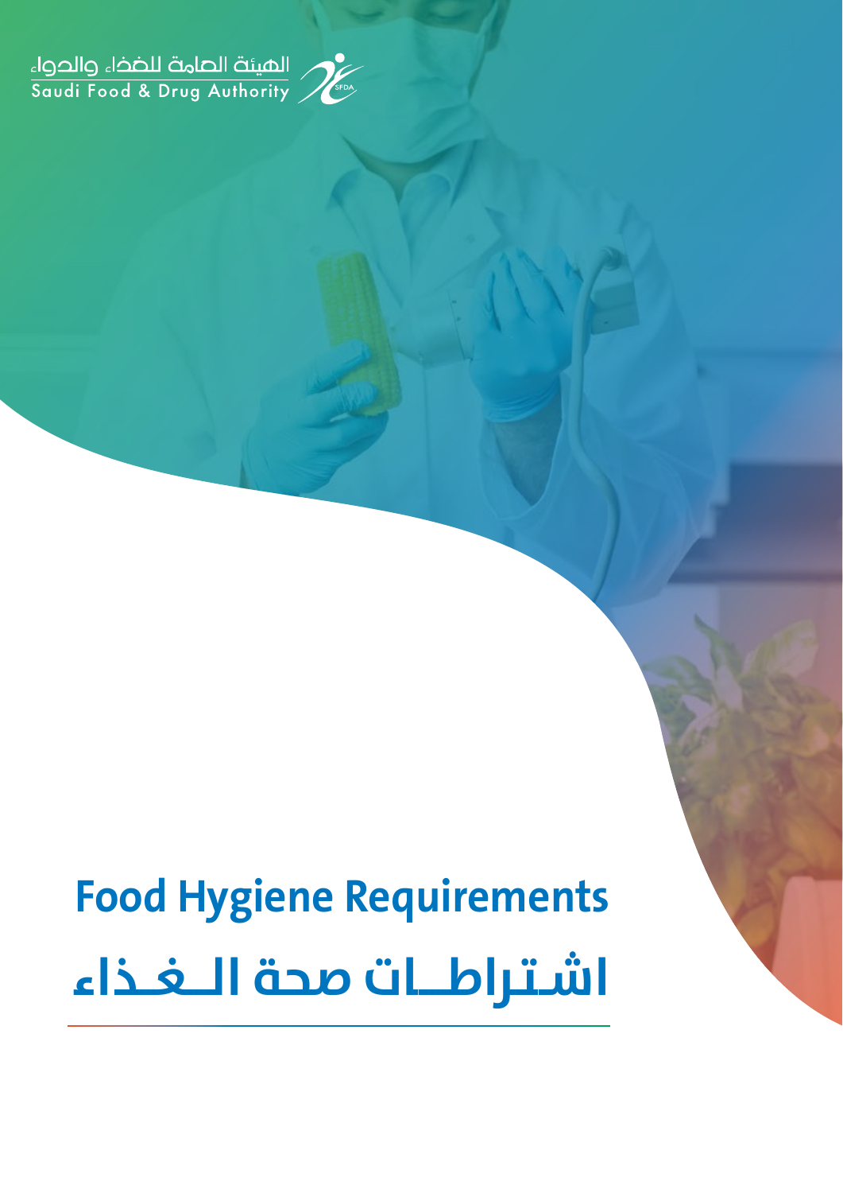الهيئة العامة للغذاء والدواء
Saudi Food & Drug Authority

# Food Hygiene Requirements

# اشتراطات صحة الغذاء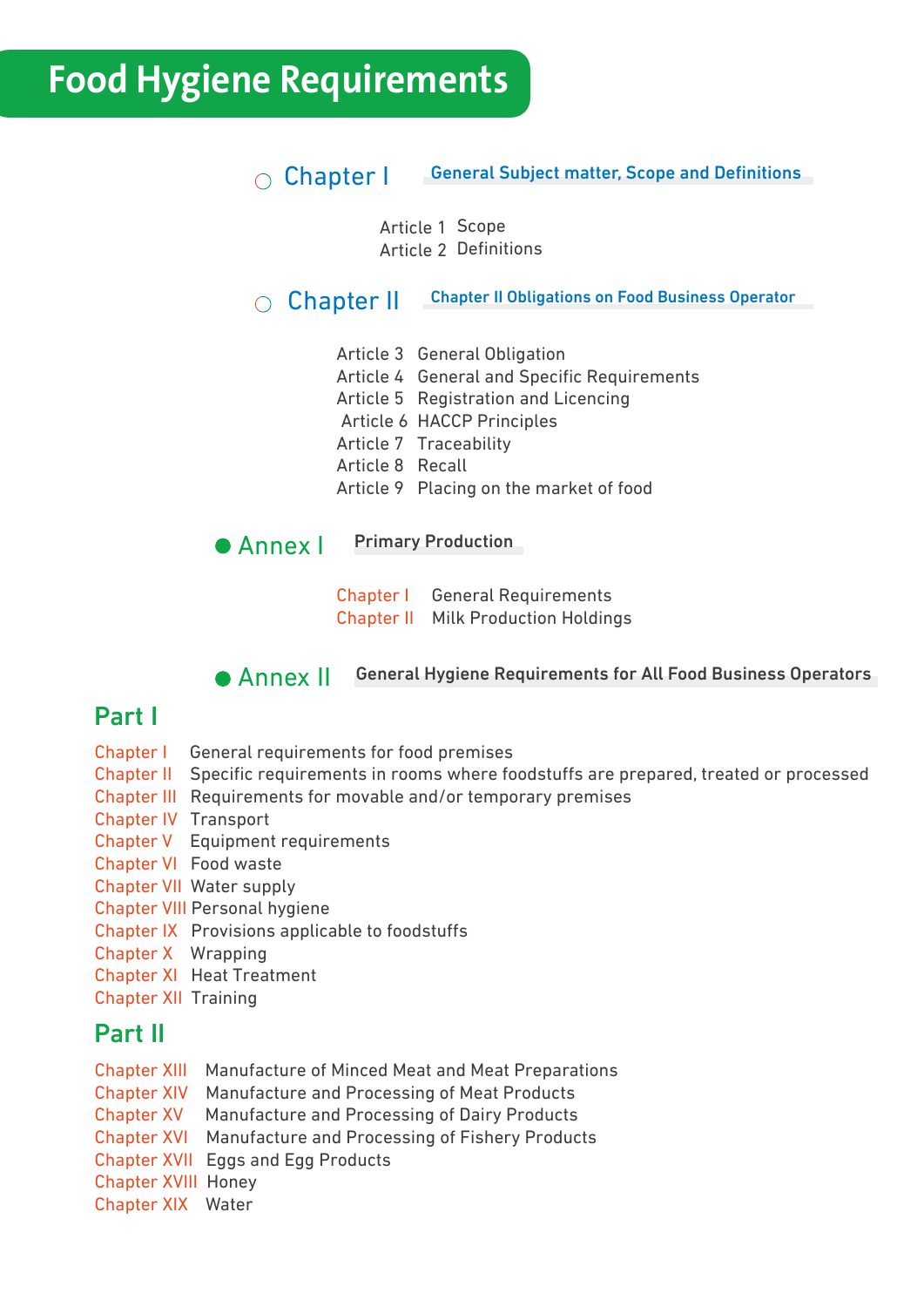# Food Hygiene Requirements

## Chapter I — General Subject matter, Scope and Definitions

Article 1 Scope
Article 2 Definitions

## Chapter II — Chapter II Obligations on Food Business Operator

Article 3 General Obligation
Article 4 General and Specific Requirements
Article 5 Registration and Licencing
Article 6 HACCP Principles
Article 7 Traceability
Article 8 Recall
Article 9 Placing on the market of food

## Annex I — Primary Production

Chapter I General Requirements
Chapter II Milk Production Holdings

## Annex II — General Hygiene Requirements for All Food Business Operators

### Part I

Chapter I General requirements for food premises
Chapter II Specific requirements in rooms where foodstuffs are prepared, treated or processed
Chapter III Requirements for movable and/or temporary premises
Chapter IV Transport
Chapter V Equipment requirements
Chapter VI Food waste
Chapter VII Water supply
Chapter VIII Personal hygiene
Chapter IX Provisions applicable to foodstuffs
Chapter X Wrapping
Chapter XI Heat Treatment
Chapter XII Training

### Part II

Chapter XIII Manufacture of Minced Meat and Meat Preparations
Chapter XIV Manufacture and Processing of Meat Products
Chapter XV Manufacture and Processing of Dairy Products
Chapter XVI Manufacture and Processing of Fishery Products
Chapter XVII Eggs and Egg Products
Chapter XVIII Honey
Chapter XIX Water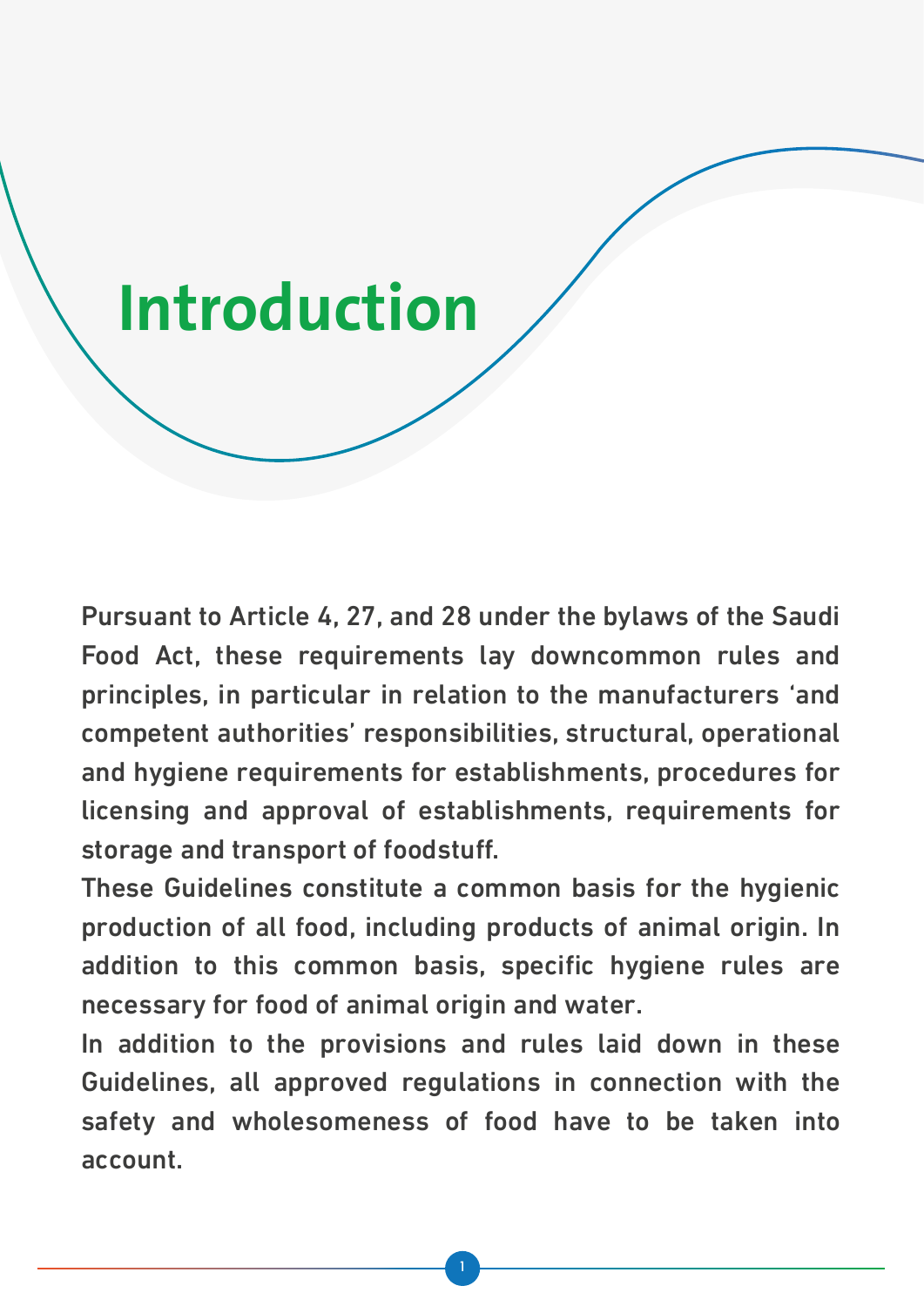# Introduction

Pursuant to Article 4, 27, and 28 under the bylaws of the Saudi Food Act, these requirements lay downcommon rules and principles, in particular in relation to the manufacturers 'and competent authorities' responsibilities, structural, operational and hygiene requirements for establishments, procedures for licensing and approval of establishments, requirements for storage and transport of foodstuff.

These Guidelines constitute a common basis for the hygienic production of all food, including products of animal origin. In addition to this common basis, specific hygiene rules are necessary for food of animal origin and water.

In addition to the provisions and rules laid down in these Guidelines, all approved regulations in connection with the safety and wholesomeness of food have to be taken into account.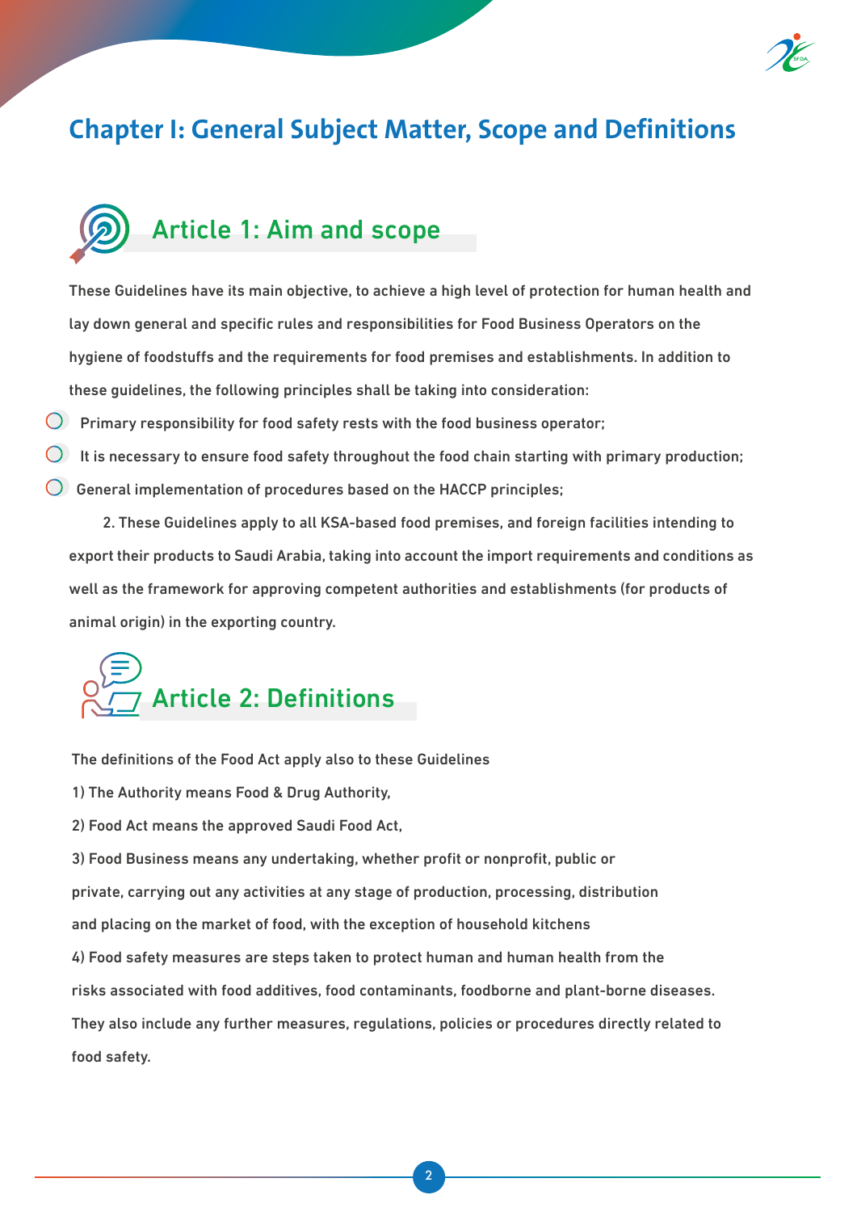# Chapter I: General Subject Matter, Scope and Definitions

## Article 1: Aim and scope

These Guidelines have its main objective, to achieve a high level of protection for human health and lay down general and specific rules and responsibilities for Food Business Operators on the hygiene of foodstuffs and the requirements for food premises and establishments. In addition to these guidelines, the following principles shall be taking into consideration:

- Primary responsibility for food safety rests with the food business operator;
- It is necessary to ensure food safety throughout the food chain starting with primary production;
- General implementation of procedures based on the HACCP principles;

2. These Guidelines apply to all KSA-based food premises, and foreign facilities intending to export their products to Saudi Arabia, taking into account the import requirements and conditions as well as the framework for approving competent authorities and establishments (for products of animal origin) in the exporting country.

## Article 2: Definitions

The definitions of the Food Act apply also to these Guidelines

1) The Authority means Food & Drug Authority,

2) Food Act means the approved Saudi Food Act,

3) Food Business means any undertaking, whether profit or nonprofit, public or private, carrying out any activities at any stage of production, processing, distribution and placing on the market of food, with the exception of household kitchens

4) Food safety measures are steps taken to protect human and human health from the risks associated with food additives, food contaminants, foodborne and plant-borne diseases. They also include any further measures, regulations, policies or procedures directly related to food safety.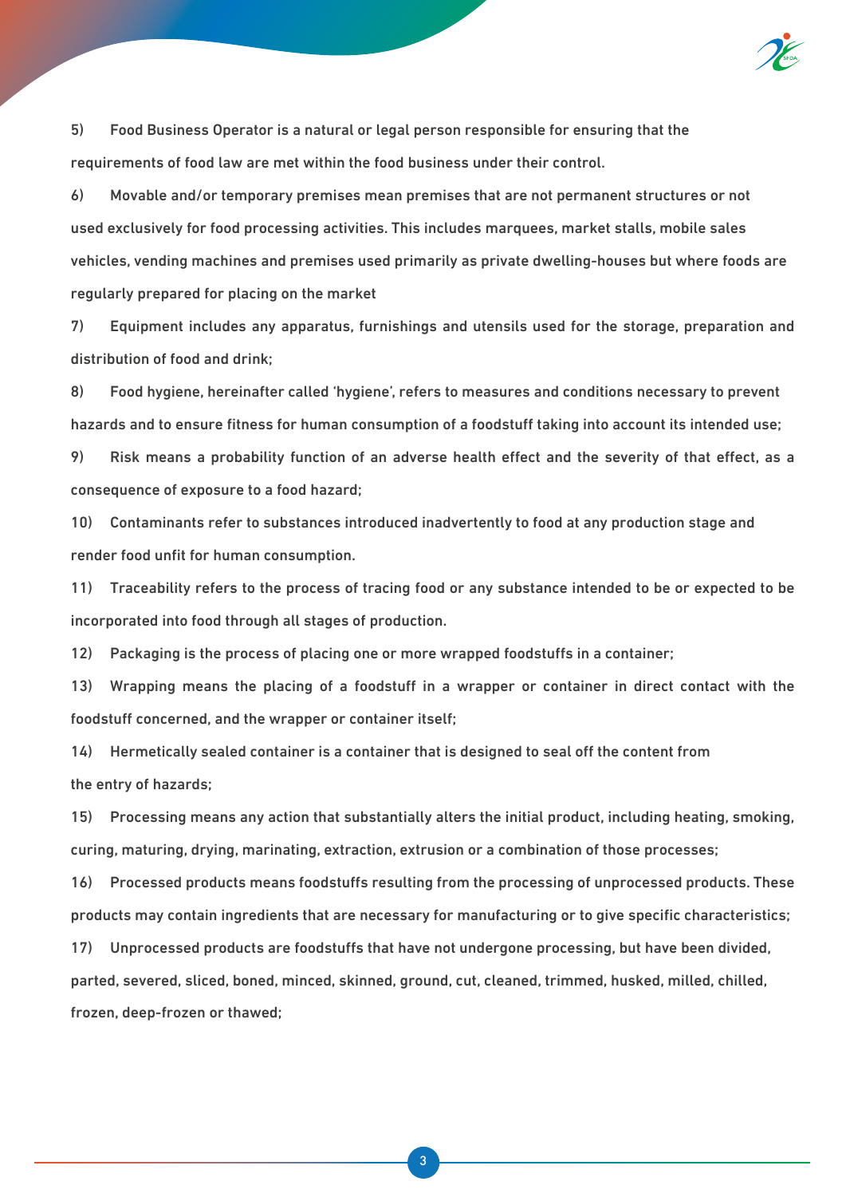5) Food Business Operator is a natural or legal person responsible for ensuring that the requirements of food law are met within the food business under their control.

6) Movable and/or temporary premises mean premises that are not permanent structures or not used exclusively for food processing activities. This includes marquees, market stalls, mobile sales vehicles, vending machines and premises used primarily as private dwelling-houses but where foods are regularly prepared for placing on the market

7) Equipment includes any apparatus, furnishings and utensils used for the storage, preparation and distribution of food and drink;

8) Food hygiene, hereinafter called 'hygiene', refers to measures and conditions necessary to prevent hazards and to ensure fitness for human consumption of a foodstuff taking into account its intended use;

9) Risk means a probability function of an adverse health effect and the severity of that effect, as a consequence of exposure to a food hazard;

10) Contaminants refer to substances introduced inadvertently to food at any production stage and render food unfit for human consumption.

11) Traceability refers to the process of tracing food or any substance intended to be or expected to be incorporated into food through all stages of production.

12) Packaging is the process of placing one or more wrapped foodstuffs in a container;

13) Wrapping means the placing of a foodstuff in a wrapper or container in direct contact with the foodstuff concerned, and the wrapper or container itself;

14) Hermetically sealed container is a container that is designed to seal off the content from the entry of hazards;

15) Processing means any action that substantially alters the initial product, including heating, smoking, curing, maturing, drying, marinating, extraction, extrusion or a combination of those processes;

16) Processed products means foodstuffs resulting from the processing of unprocessed products. These products may contain ingredients that are necessary for manufacturing or to give specific characteristics;

17) Unprocessed products are foodstuffs that have not undergone processing, but have been divided, parted, severed, sliced, boned, minced, skinned, ground, cut, cleaned, trimmed, husked, milled, chilled, frozen, deep-frozen or thawed;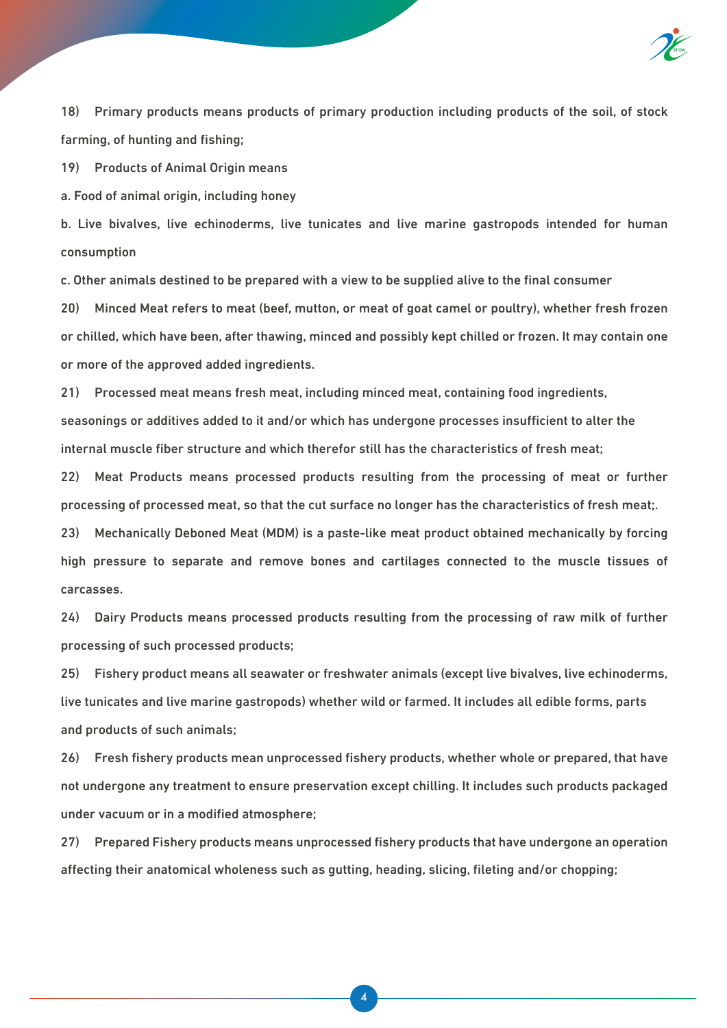18) Primary products means products of primary production including products of the soil, of stock farming, of hunting and fishing;

19) Products of Animal Origin means

a. Food of animal origin, including honey

b. Live bivalves, live echinoderms, live tunicates and live marine gastropods intended for human consumption

c. Other animals destined to be prepared with a view to be supplied alive to the final consumer

20) Minced Meat refers to meat (beef, mutton, or meat of goat camel or poultry), whether fresh frozen or chilled, which have been, after thawing, minced and possibly kept chilled or frozen. It may contain one or more of the approved added ingredients.

21) Processed meat means fresh meat, including minced meat, containing food ingredients, seasonings or additives added to it and/or which has undergone processes insufficient to alter the internal muscle fiber structure and which therefor still has the characteristics of fresh meat;

22) Meat Products means processed products resulting from the processing of meat or further processing of processed meat, so that the cut surface no longer has the characteristics of fresh meat;.

23) Mechanically Deboned Meat (MDM) is a paste-like meat product obtained mechanically by forcing high pressure to separate and remove bones and cartilages connected to the muscle tissues of carcasses.

24) Dairy Products means processed products resulting from the processing of raw milk of further processing of such processed products;

25) Fishery product means all seawater or freshwater animals (except live bivalves, live echinoderms, live tunicates and live marine gastropods) whether wild or farmed. It includes all edible forms, parts and products of such animals;

26) Fresh fishery products mean unprocessed fishery products, whether whole or prepared, that have not undergone any treatment to ensure preservation except chilling. It includes such products packaged under vacuum or in a modified atmosphere;

27) Prepared Fishery products means unprocessed fishery products that have undergone an operation affecting their anatomical wholeness such as gutting, heading, slicing, fileting and/or chopping;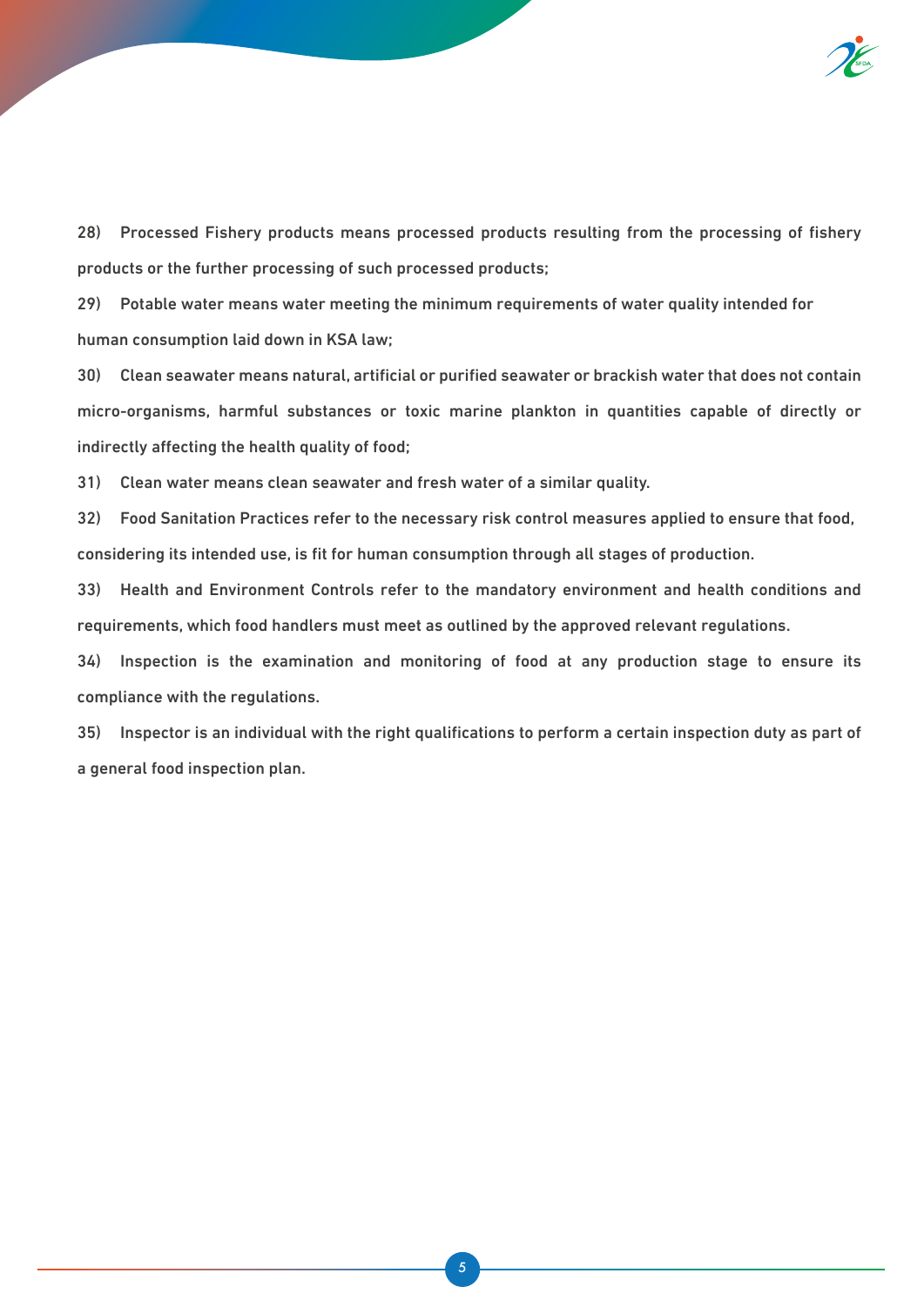28) Processed Fishery products means processed products resulting from the processing of fishery products or the further processing of such processed products;

29) Potable water means water meeting the minimum requirements of water quality intended for human consumption laid down in KSA law;

30) Clean seawater means natural, artificial or purified seawater or brackish water that does not contain micro-organisms, harmful substances or toxic marine plankton in quantities capable of directly or indirectly affecting the health quality of food;

31) Clean water means clean seawater and fresh water of a similar quality.

32) Food Sanitation Practices refer to the necessary risk control measures applied to ensure that food, considering its intended use, is fit for human consumption through all stages of production.

33) Health and Environment Controls refer to the mandatory environment and health conditions and requirements, which food handlers must meet as outlined by the approved relevant regulations.

34) Inspection is the examination and monitoring of food at any production stage to ensure its compliance with the regulations.

35) Inspector is an individual with the right qualifications to perform a certain inspection duty as part of a general food inspection plan.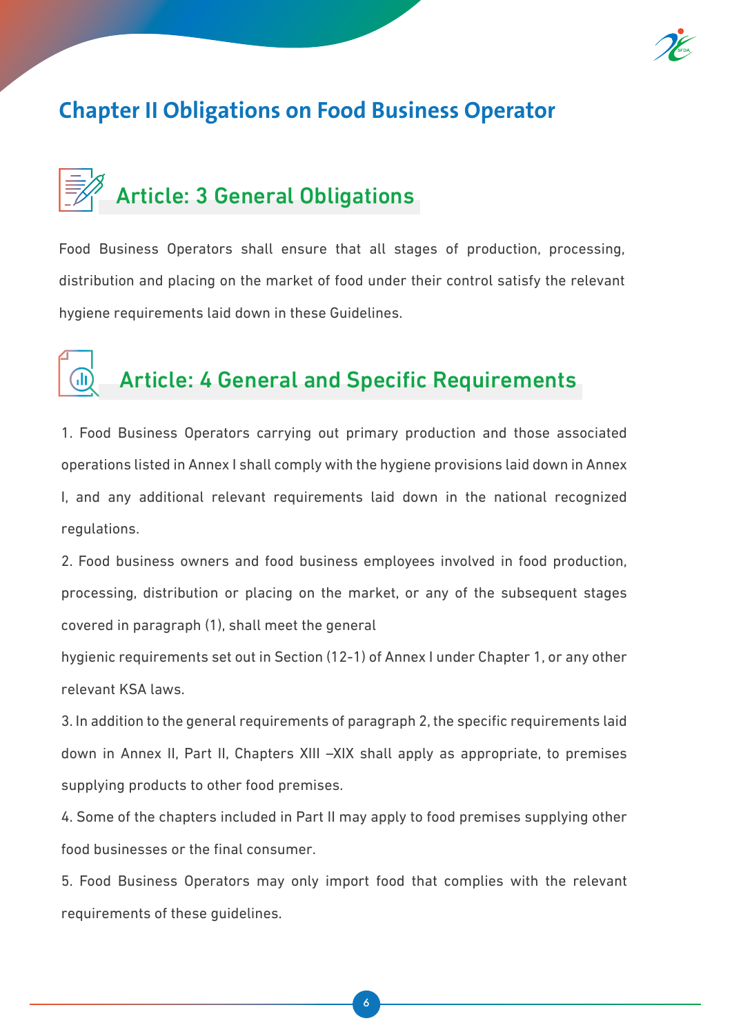# Chapter II Obligations on Food Business Operator

## Article: 3 General Obligations

Food Business Operators shall ensure that all stages of production, processing, distribution and placing on the market of food under their control satisfy the relevant hygiene requirements laid down in these Guidelines.

## Article: 4 General and Specific Requirements

1. Food Business Operators carrying out primary production and those associated operations listed in Annex I shall comply with the hygiene provisions laid down in Annex I, and any additional relevant requirements laid down in the national recognized regulations.

2. Food business owners and food business employees involved in food production, processing, distribution or placing on the market, or any of the subsequent stages covered in paragraph (1), shall meet the general hygienic requirements set out in Section (12-1) of Annex I under Chapter 1, or any other relevant KSA laws.

3. In addition to the general requirements of paragraph 2, the specific requirements laid down in Annex II, Part II, Chapters XIII –XIX shall apply as appropriate, to premises supplying products to other food premises.

4. Some of the chapters included in Part II may apply to food premises supplying other food businesses or the final consumer.

5. Food Business Operators may only import food that complies with the relevant requirements of these guidelines.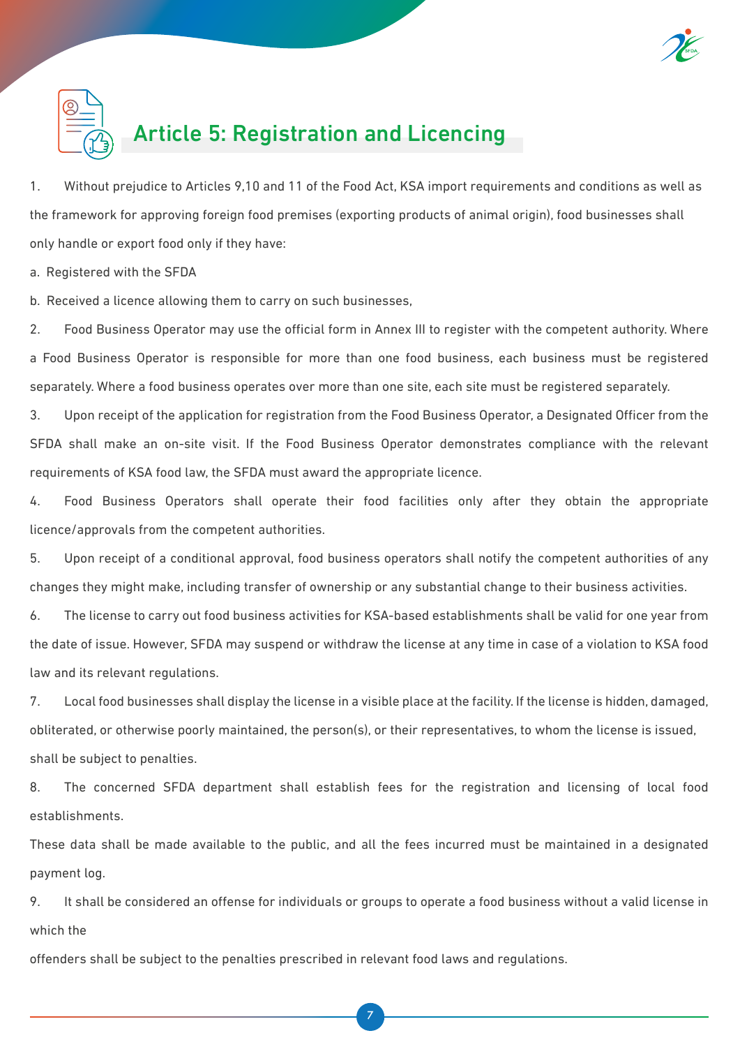## Article 5: Registration and Licencing

1. Without prejudice to Articles 9,10 and 11 of the Food Act, KSA import requirements and conditions as well as the framework for approving foreign food premises (exporting products of animal origin), food businesses shall only handle or export food only if they have:

a. Registered with the SFDA

b. Received a licence allowing them to carry on such businesses,

2. Food Business Operator may use the official form in Annex III to register with the competent authority. Where a Food Business Operator is responsible for more than one food business, each business must be registered separately. Where a food business operates over more than one site, each site must be registered separately.

3. Upon receipt of the application for registration from the Food Business Operator, a Designated Officer from the SFDA shall make an on-site visit. If the Food Business Operator demonstrates compliance with the relevant requirements of KSA food law, the SFDA must award the appropriate licence.

4. Food Business Operators shall operate their food facilities only after they obtain the appropriate licence/approvals from the competent authorities.

5. Upon receipt of a conditional approval, food business operators shall notify the competent authorities of any changes they might make, including transfer of ownership or any substantial change to their business activities.

6. The license to carry out food business activities for KSA-based establishments shall be valid for one year from the date of issue. However, SFDA may suspend or withdraw the license at any time in case of a violation to KSA food law and its relevant regulations.

7. Local food businesses shall display the license in a visible place at the facility. If the license is hidden, damaged, obliterated, or otherwise poorly maintained, the person(s), or their representatives, to whom the license is issued, shall be subject to penalties.

8. The concerned SFDA department shall establish fees for the registration and licensing of local food establishments.

These data shall be made available to the public, and all the fees incurred must be maintained in a designated payment log.

9. It shall be considered an offense for individuals or groups to operate a food business without a valid license in which the

offenders shall be subject to the penalties prescribed in relevant food laws and regulations.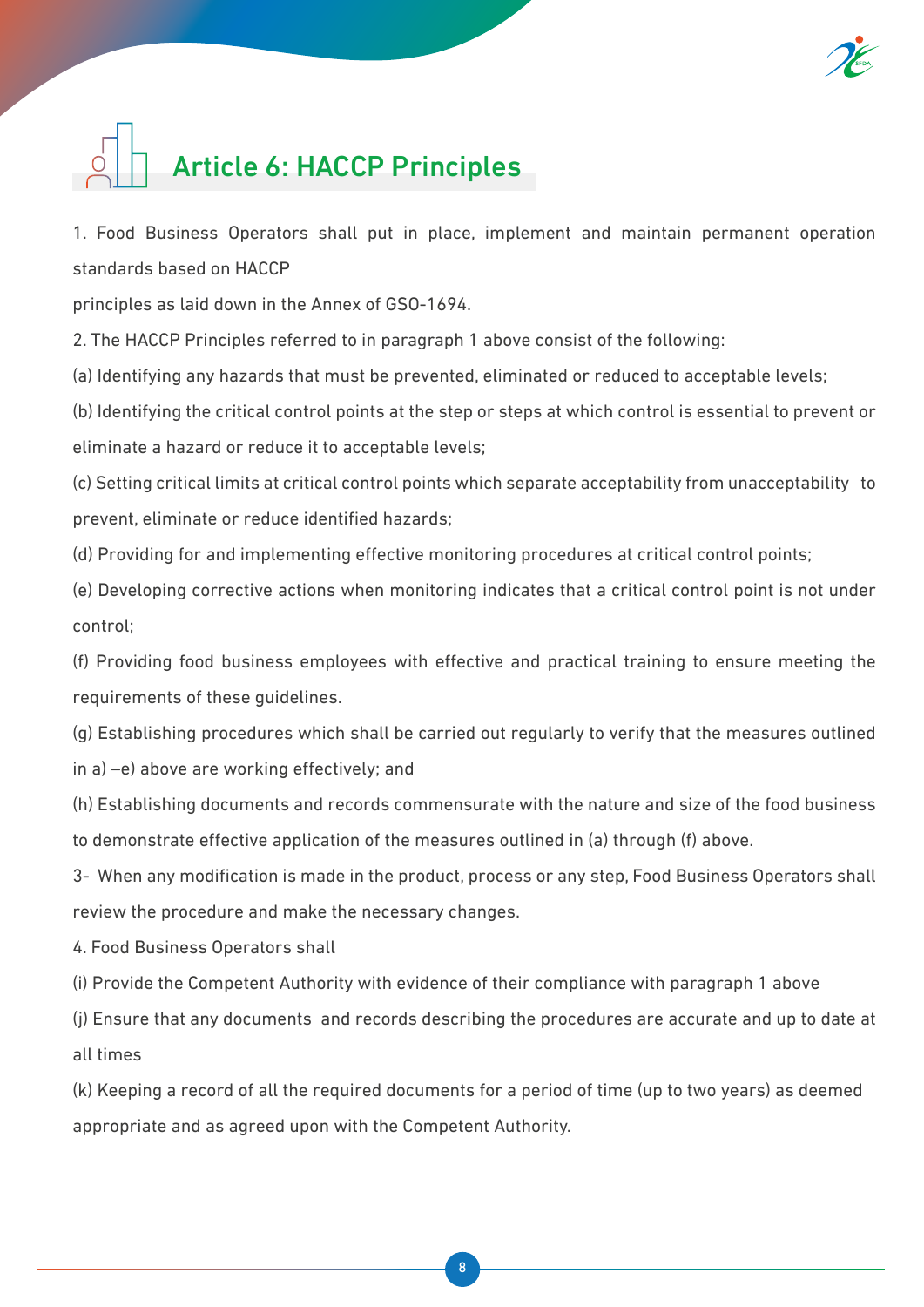## Article 6: HACCP Principles

1. Food Business Operators shall put in place, implement and maintain permanent operation standards based on HACCP

principles as laid down in the Annex of GSO-1694.

2. The HACCP Principles referred to in paragraph 1 above consist of the following:

(a) Identifying any hazards that must be prevented, eliminated or reduced to acceptable levels;

(b) Identifying the critical control points at the step or steps at which control is essential to prevent or eliminate a hazard or reduce it to acceptable levels;

(c) Setting critical limits at critical control points which separate acceptability from unacceptability to prevent, eliminate or reduce identified hazards;

(d) Providing for and implementing effective monitoring procedures at critical control points;

(e) Developing corrective actions when monitoring indicates that a critical control point is not under control;

(f) Providing food business employees with effective and practical training to ensure meeting the requirements of these guidelines.

(g) Establishing procedures which shall be carried out regularly to verify that the measures outlined in a) –e) above are working effectively; and

(h) Establishing documents and records commensurate with the nature and size of the food business to demonstrate effective application of the measures outlined in (a) through (f) above.

3- When any modification is made in the product, process or any step, Food Business Operators shall review the procedure and make the necessary changes.

4. Food Business Operators shall

(i) Provide the Competent Authority with evidence of their compliance with paragraph 1 above

(j) Ensure that any documents and records describing the procedures are accurate and up to date at all times

(k) Keeping a record of all the required documents for a period of time (up to two years) as deemed appropriate and as agreed upon with the Competent Authority.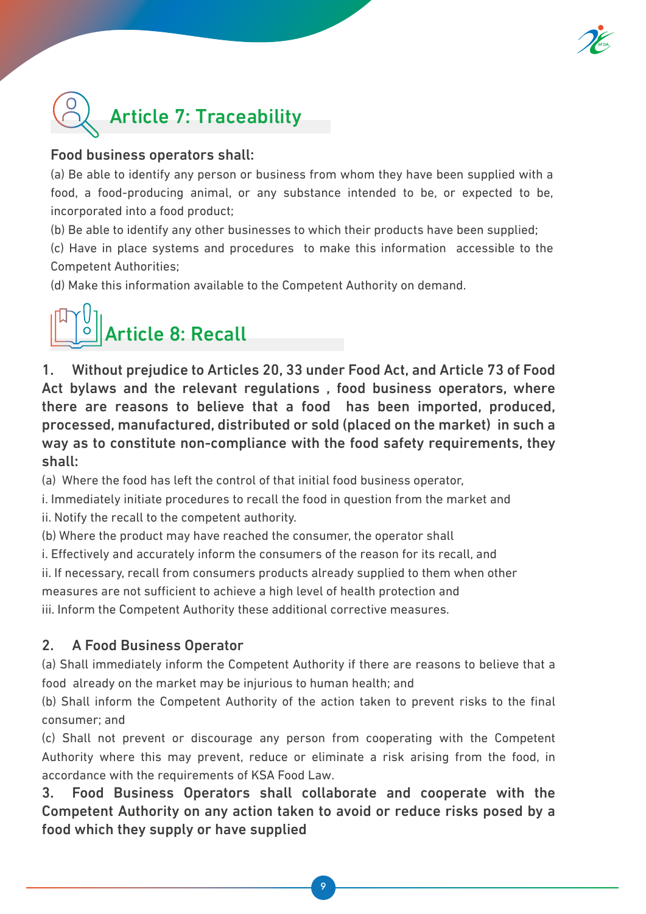## Article 7: Traceability

Food business operators shall:

(a) Be able to identify any person or business from whom they have been supplied with a food, a food-producing animal, or any substance intended to be, or expected to be, incorporated into a food product;

(b) Be able to identify any other businesses to which their products have been supplied;

(c) Have in place systems and procedures to make this information accessible to the Competent Authorities;

(d) Make this information available to the Competent Authority on demand.

## Article 8: Recall

**1. Without prejudice to Articles 20, 33 under Food Act, and Article 73 of Food Act bylaws and the relevant regulations , food business operators, where there are reasons to believe that a food has been imported, produced, processed, manufactured, distributed or sold (placed on the market) in such a way as to constitute non-compliance with the food safety requirements, they shall:**

(a) Where the food has left the control of that initial food business operator,

i. Immediately initiate procedures to recall the food in question from the market and

ii. Notify the recall to the competent authority.

(b) Where the product may have reached the consumer, the operator shall

i. Effectively and accurately inform the consumers of the reason for its recall, and

ii. If necessary, recall from consumers products already supplied to them when other measures are not sufficient to achieve a high level of health protection and

iii. Inform the Competent Authority these additional corrective measures.

2. A Food Business Operator

(a) Shall immediately inform the Competent Authority if there are reasons to believe that a food already on the market may be injurious to human health; and

(b) Shall inform the Competent Authority of the action taken to prevent risks to the final consumer; and

(c) Shall not prevent or discourage any person from cooperating with the Competent Authority where this may prevent, reduce or eliminate a risk arising from the food, in accordance with the requirements of KSA Food Law.

**3. Food Business Operators shall collaborate and cooperate with the Competent Authority on any action taken to avoid or reduce risks posed by a food which they supply or have supplied**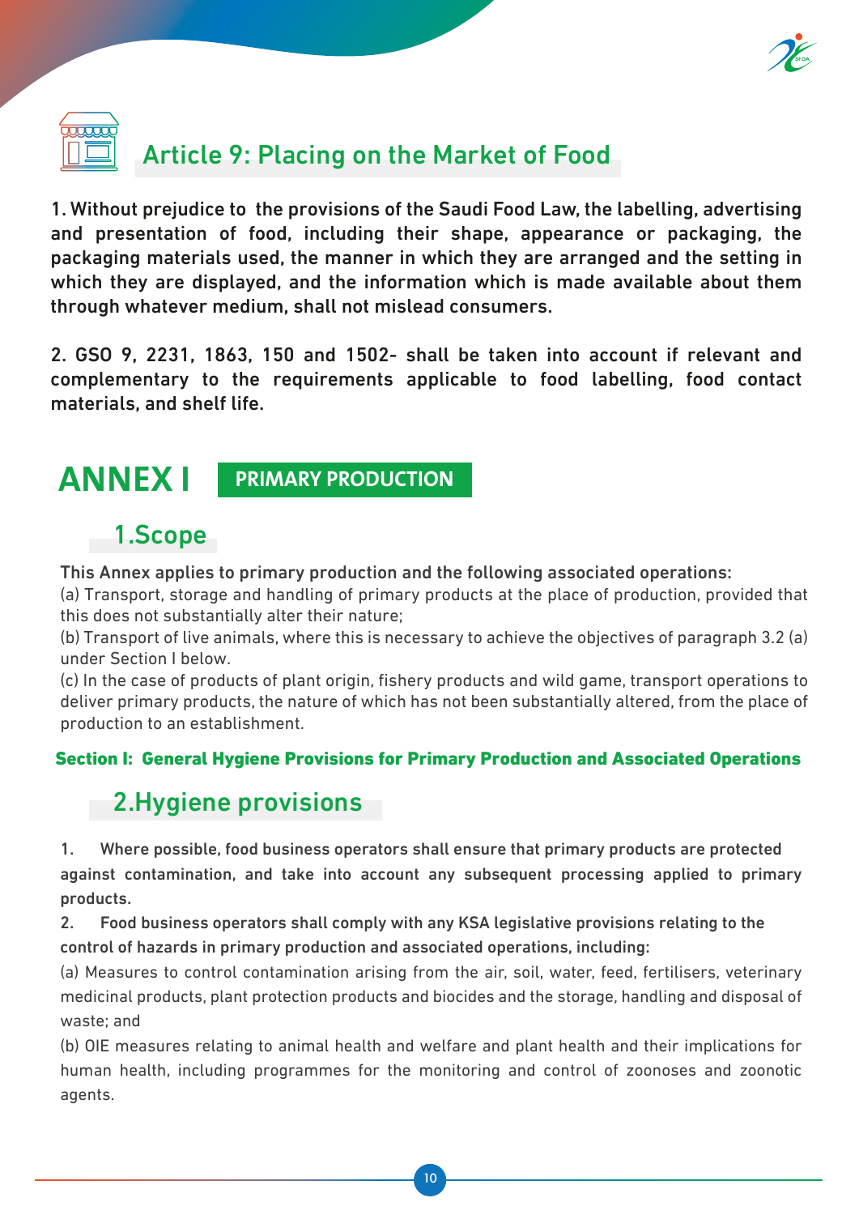## Article 9: Placing on the Market of Food

1. Without prejudice to the provisions of the Saudi Food Law, the labelling, advertising and presentation of food, including their shape, appearance or packaging, the packaging materials used, the manner in which they are arranged and the setting in which they are displayed, and the information which is made available about them through whatever medium, shall not mislead consumers.

2. GSO 9, 2231, 1863, 150 and 1502- shall be taken into account if relevant and complementary to the requirements applicable to food labelling, food contact materials, and shelf life.

# ANNEX I PRIMARY PRODUCTION

## 1.Scope

**This Annex applies to primary production and the following associated operations:**

(a) Transport, storage and handling of primary products at the place of production, provided that this does not substantially alter their nature;

(b) Transport of live animals, where this is necessary to achieve the objectives of paragraph 3.2 (a) under Section I below.

(c) In the case of products of plant origin, fishery products and wild game, transport operations to deliver primary products, the nature of which has not been substantially altered, from the place of production to an establishment.

### Section I: General Hygiene Provisions for Primary Production and Associated Operations

## 2.Hygiene provisions

1. **Where possible, food business operators shall ensure that primary products are protected against contamination, and take into account any subsequent processing applied to primary products.**

2. **Food business operators shall comply with any KSA legislative provisions relating to the control of hazards in primary production and associated operations, including:**

(a) Measures to control contamination arising from the air, soil, water, feed, fertilisers, veterinary medicinal products, plant protection products and biocides and the storage, handling and disposal of waste; and

(b) OIE measures relating to animal health and welfare and plant health and their implications for human health, including programmes for the monitoring and control of zoonoses and zoonotic agents.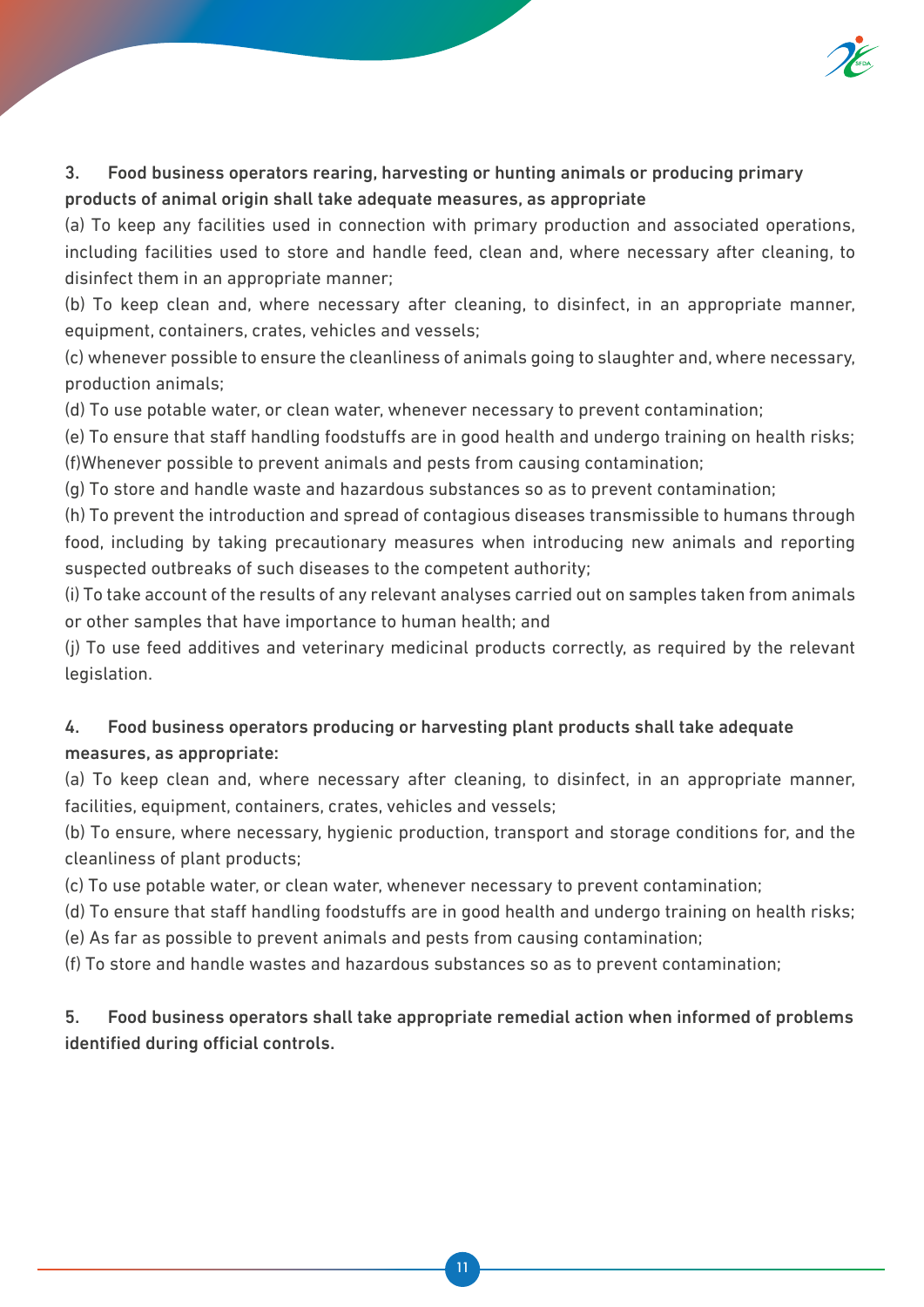**3. Food business operators rearing, harvesting or hunting animals or producing primary products of animal origin shall take adequate measures, as appropriate**

(a) To keep any facilities used in connection with primary production and associated operations, including facilities used to store and handle feed, clean and, where necessary after cleaning, to disinfect them in an appropriate manner;

(b) To keep clean and, where necessary after cleaning, to disinfect, in an appropriate manner, equipment, containers, crates, vehicles and vessels;

(c) whenever possible to ensure the cleanliness of animals going to slaughter and, where necessary, production animals;

(d) To use potable water, or clean water, whenever necessary to prevent contamination;

(e) To ensure that staff handling foodstuffs are in good health and undergo training on health risks;

(f)Whenever possible to prevent animals and pests from causing contamination;

(g) To store and handle waste and hazardous substances so as to prevent contamination;

(h) To prevent the introduction and spread of contagious diseases transmissible to humans through food, including by taking precautionary measures when introducing new animals and reporting suspected outbreaks of such diseases to the competent authority;

(i) To take account of the results of any relevant analyses carried out on samples taken from animals or other samples that have importance to human health; and

(j) To use feed additives and veterinary medicinal products correctly, as required by the relevant legislation.

**4. Food business operators producing or harvesting plant products shall take adequate measures, as appropriate:**

(a) To keep clean and, where necessary after cleaning, to disinfect, in an appropriate manner, facilities, equipment, containers, crates, vehicles and vessels;

(b) To ensure, where necessary, hygienic production, transport and storage conditions for, and the cleanliness of plant products;

(c) To use potable water, or clean water, whenever necessary to prevent contamination;

(d) To ensure that staff handling foodstuffs are in good health and undergo training on health risks;

(e) As far as possible to prevent animals and pests from causing contamination;

(f) To store and handle wastes and hazardous substances so as to prevent contamination;

**5. Food business operators shall take appropriate remedial action when informed of problems identified during official controls.**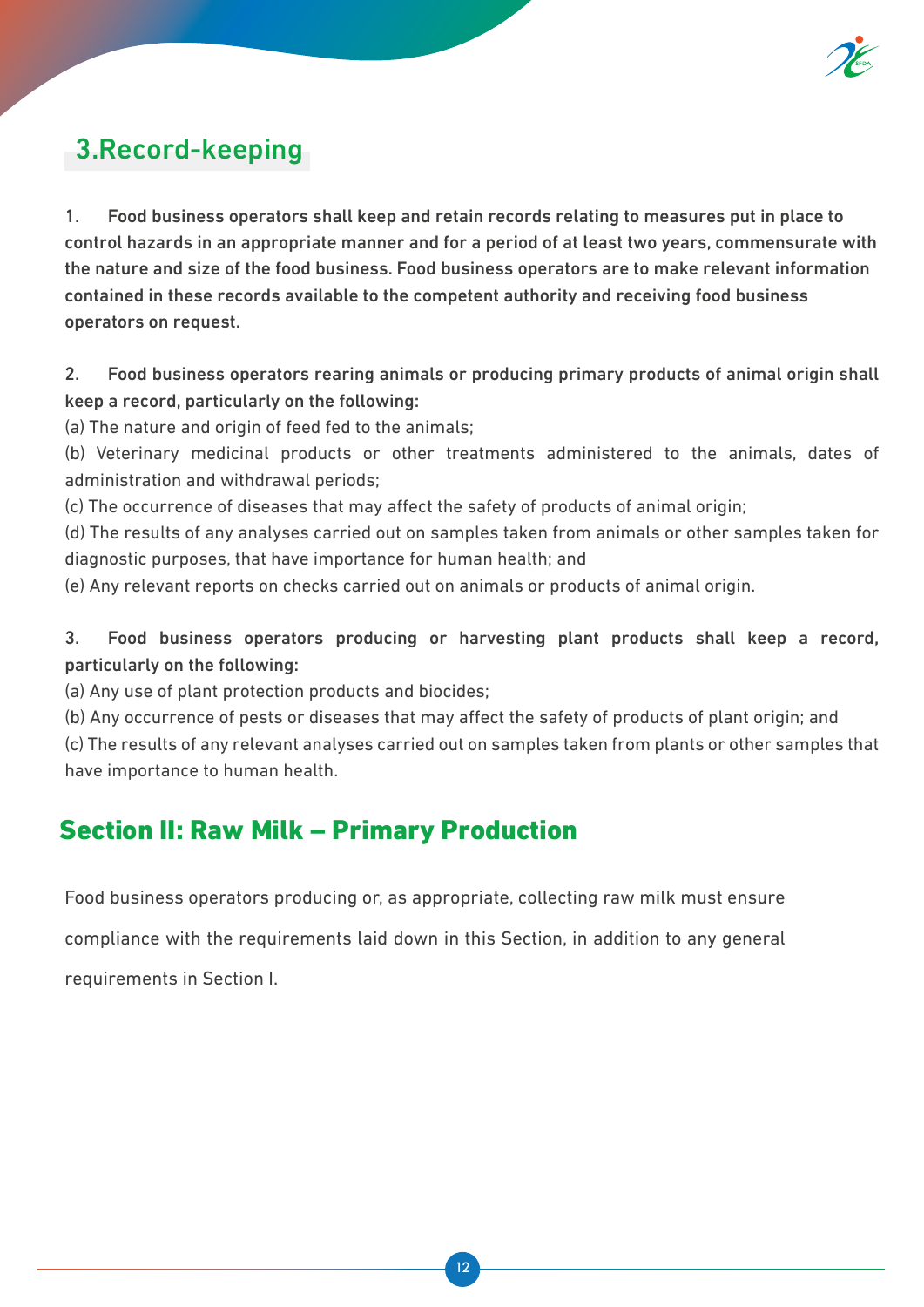## 3.Record-keeping

**1. Food business operators shall keep and retain records relating to measures put in place to control hazards in an appropriate manner and for a period of at least two years, commensurate with the nature and size of the food business. Food business operators are to make relevant information contained in these records available to the competent authority and receiving food business operators on request.**

**2. Food business operators rearing animals or producing primary products of animal origin shall keep a record, particularly on the following:**

(a) The nature and origin of feed fed to the animals;

(b) Veterinary medicinal products or other treatments administered to the animals, dates of administration and withdrawal periods;

(c) The occurrence of diseases that may affect the safety of products of animal origin;

(d) The results of any analyses carried out on samples taken from animals or other samples taken for diagnostic purposes, that have importance for human health; and

(e) Any relevant reports on checks carried out on animals or products of animal origin.

**3. Food business operators producing or harvesting plant products shall keep a record, particularly on the following:**

(a) Any use of plant protection products and biocides;

(b) Any occurrence of pests or diseases that may affect the safety of products of plant origin; and

(c) The results of any relevant analyses carried out on samples taken from plants or other samples that have importance to human health.

# Section II: Raw Milk – Primary Production

Food business operators producing or, as appropriate, collecting raw milk must ensure compliance with the requirements laid down in this Section, in addition to any general requirements in Section I.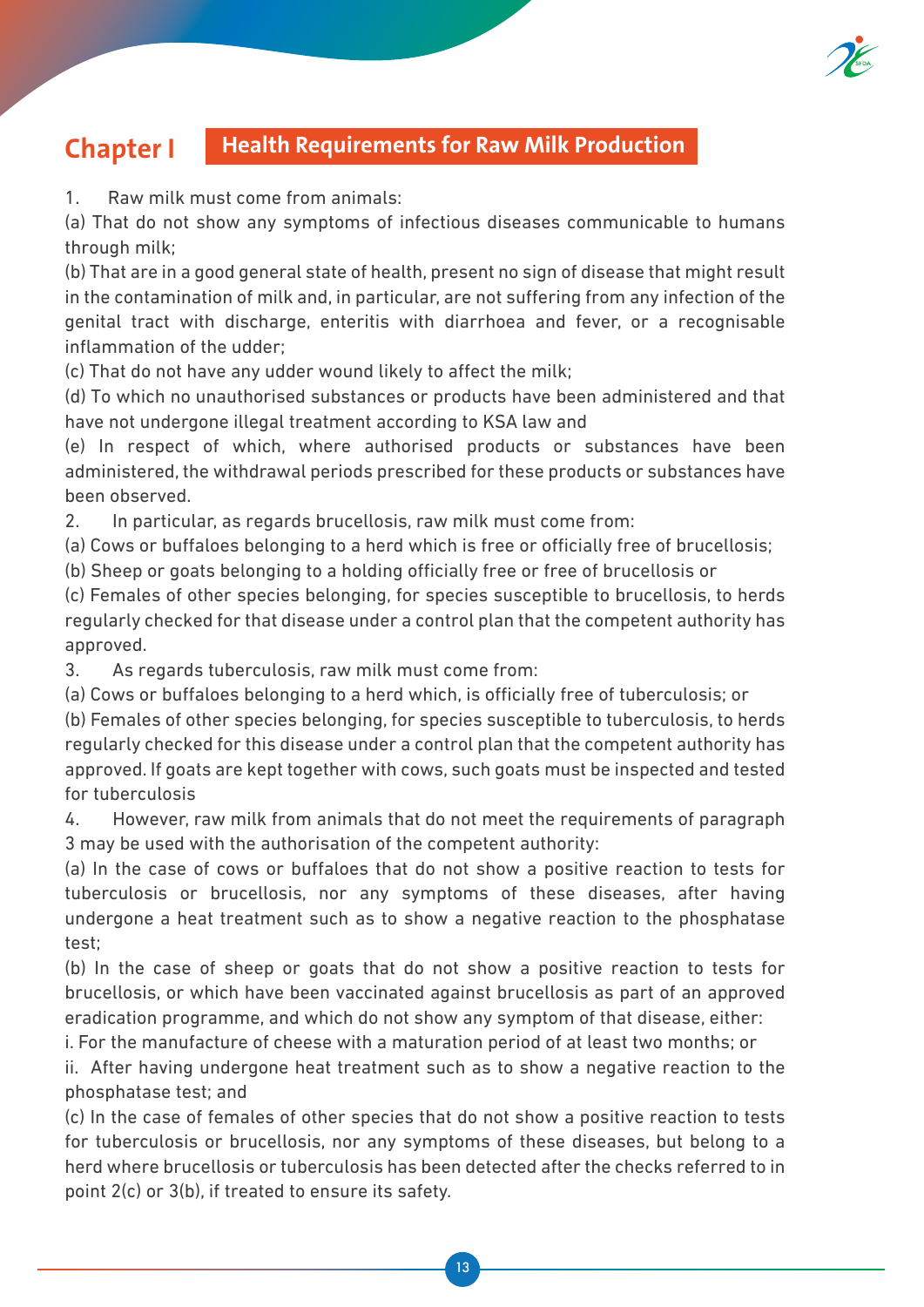## Chapter I Health Requirements for Raw Milk Production

1. Raw milk must come from animals:

(a) That do not show any symptoms of infectious diseases communicable to humans through milk;

(b) That are in a good general state of health, present no sign of disease that might result in the contamination of milk and, in particular, are not suffering from any infection of the genital tract with discharge, enteritis with diarrhoea and fever, or a recognisable inflammation of the udder;

(c) That do not have any udder wound likely to affect the milk;

(d) To which no unauthorised substances or products have been administered and that have not undergone illegal treatment according to KSA law and

(e) In respect of which, where authorised products or substances have been administered, the withdrawal periods prescribed for these products or substances have been observed.

2. In particular, as regards brucellosis, raw milk must come from:

(a) Cows or buffaloes belonging to a herd which is free or officially free of brucellosis;

(b) Sheep or goats belonging to a holding officially free or free of brucellosis or

(c) Females of other species belonging, for species susceptible to brucellosis, to herds regularly checked for that disease under a control plan that the competent authority has approved.

3. As regards tuberculosis, raw milk must come from:

(a) Cows or buffaloes belonging to a herd which, is officially free of tuberculosis; or

(b) Females of other species belonging, for species susceptible to tuberculosis, to herds regularly checked for this disease under a control plan that the competent authority has approved. If goats are kept together with cows, such goats must be inspected and tested for tuberculosis

4. However, raw milk from animals that do not meet the requirements of paragraph 3 may be used with the authorisation of the competent authority:

(a) In the case of cows or buffaloes that do not show a positive reaction to tests for tuberculosis or brucellosis, nor any symptoms of these diseases, after having undergone a heat treatment such as to show a negative reaction to the phosphatase test;

(b) In the case of sheep or goats that do not show a positive reaction to tests for brucellosis, or which have been vaccinated against brucellosis as part of an approved eradication programme, and which do not show any symptom of that disease, either:

i. For the manufacture of cheese with a maturation period of at least two months; or

ii. After having undergone heat treatment such as to show a negative reaction to the phosphatase test; and

(c) In the case of females of other species that do not show a positive reaction to tests for tuberculosis or brucellosis, nor any symptoms of these diseases, but belong to a herd where brucellosis or tuberculosis has been detected after the checks referred to in point 2(c) or 3(b), if treated to ensure its safety.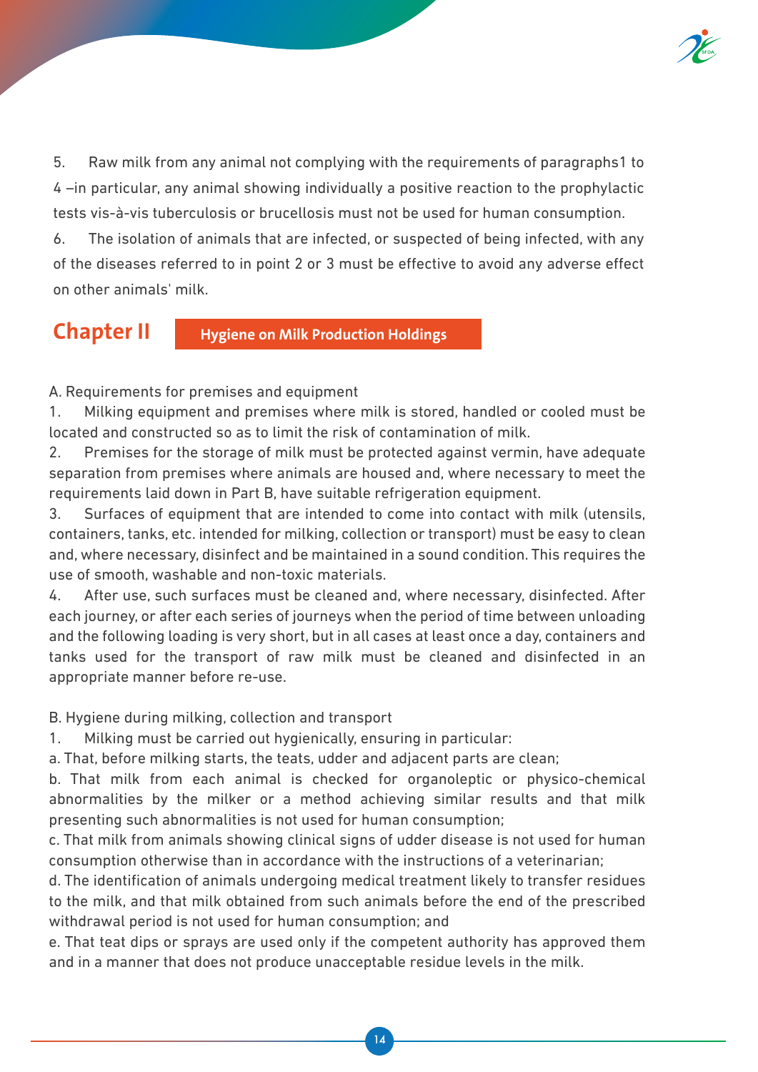5. Raw milk from any animal not complying with the requirements of paragraphs1 to 4 –in particular, any animal showing individually a positive reaction to the prophylactic tests vis-à-vis tuberculosis or brucellosis must not be used for human consumption.

6. The isolation of animals that are infected, or suspected of being infected, with any of the diseases referred to in point 2 or 3 must be effective to avoid any adverse effect on other animals' milk.

## Chapter II Hygiene on Milk Production Holdings

A. Requirements for premises and equipment

1. Milking equipment and premises where milk is stored, handled or cooled must be located and constructed so as to limit the risk of contamination of milk.
2. Premises for the storage of milk must be protected against vermin, have adequate separation from premises where animals are housed and, where necessary to meet the requirements laid down in Part B, have suitable refrigeration equipment.
3. Surfaces of equipment that are intended to come into contact with milk (utensils, containers, tanks, etc. intended for milking, collection or transport) must be easy to clean and, where necessary, disinfect and be maintained in a sound condition. This requires the use of smooth, washable and non-toxic materials.
4. After use, such surfaces must be cleaned and, where necessary, disinfected. After each journey, or after each series of journeys when the period of time between unloading and the following loading is very short, but in all cases at least once a day, containers and tanks used for the transport of raw milk must be cleaned and disinfected in an appropriate manner before re-use.

B. Hygiene during milking, collection and transport

1. Milking must be carried out hygienically, ensuring in particular:

a. That, before milking starts, the teats, udder and adjacent parts are clean;

b. That milk from each animal is checked for organoleptic or physico-chemical abnormalities by the milker or a method achieving similar results and that milk presenting such abnormalities is not used for human consumption;

c. That milk from animals showing clinical signs of udder disease is not used for human consumption otherwise than in accordance with the instructions of a veterinarian;

d. The identification of animals undergoing medical treatment likely to transfer residues to the milk, and that milk obtained from such animals before the end of the prescribed withdrawal period is not used for human consumption; and

e. That teat dips or sprays are used only if the competent authority has approved them and in a manner that does not produce unacceptable residue levels in the milk.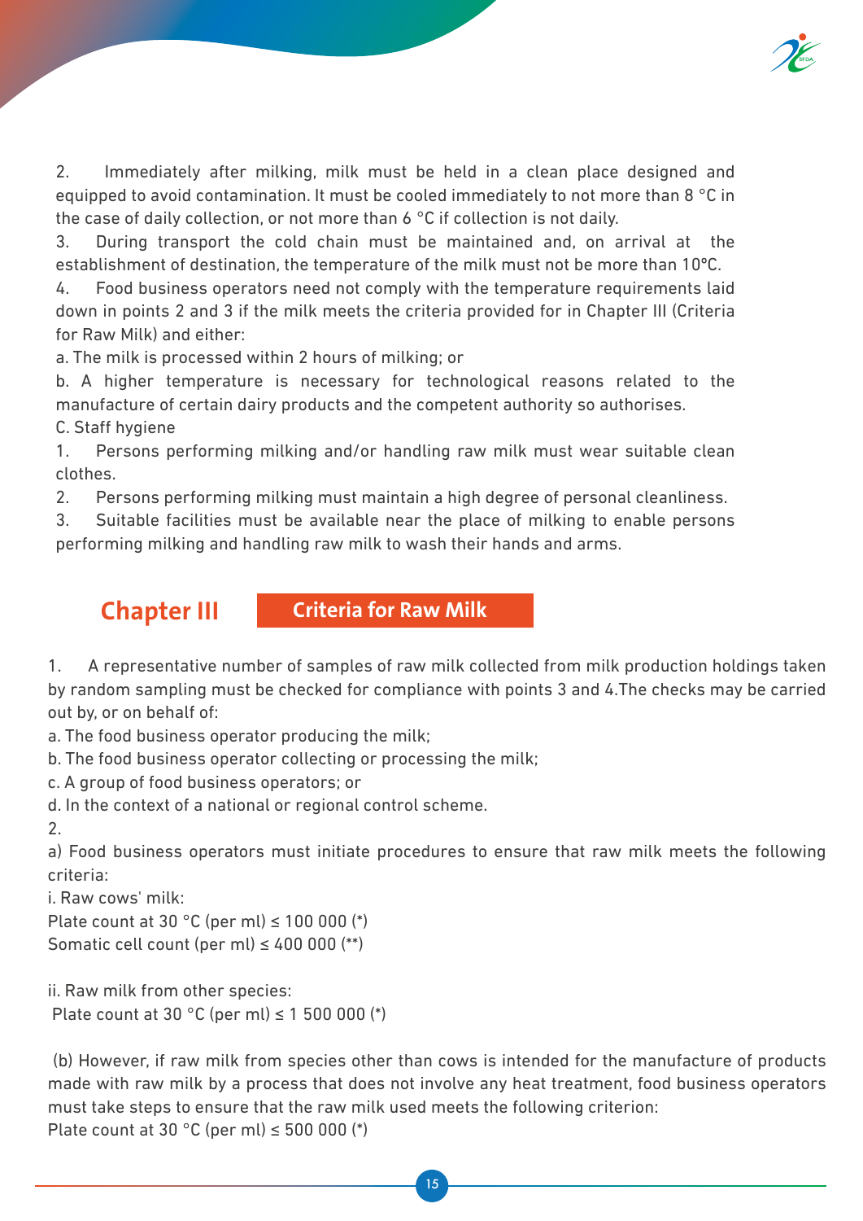2. Immediately after milking, milk must be held in a clean place designed and equipped to avoid contamination. It must be cooled immediately to not more than 8 °C in the case of daily collection, or not more than 6 °C if collection is not daily.

3. During transport the cold chain must be maintained and, on arrival at the establishment of destination, the temperature of the milk must not be more than 10ºC.

4. Food business operators need not comply with the temperature requirements laid down in points 2 and 3 if the milk meets the criteria provided for in Chapter III (Criteria for Raw Milk) and either:

a. The milk is processed within 2 hours of milking; or

b. A higher temperature is necessary for technological reasons related to the manufacture of certain dairy products and the competent authority so authorises.

C. Staff hygiene

1. Persons performing milking and/or handling raw milk must wear suitable clean clothes.

2. Persons performing milking must maintain a high degree of personal cleanliness.

3. Suitable facilities must be available near the place of milking to enable persons performing milking and handling raw milk to wash their hands and arms.

## Chapter III Criteria for Raw Milk

1. A representative number of samples of raw milk collected from milk production holdings taken by random sampling must be checked for compliance with points 3 and 4.The checks may be carried out by, or on behalf of:

a. The food business operator producing the milk;

b. The food business operator collecting or processing the milk;

c. A group of food business operators; or

d. In the context of a national or regional control scheme.

2.

a) Food business operators must initiate procedures to ensure that raw milk meets the following criteria:

i. Raw cows' milk:

Plate count at 30 °C (per ml) ≤ 100 000 (*)

Somatic cell count (per ml) ≤ 400 000 (**)

ii. Raw milk from other species:

Plate count at 30 °C (per ml) ≤ 1 500 000 (*)

(b) However, if raw milk from species other than cows is intended for the manufacture of products made with raw milk by a process that does not involve any heat treatment, food business operators must take steps to ensure that the raw milk used meets the following criterion:

Plate count at 30 °C (per ml) ≤ 500 000 (*)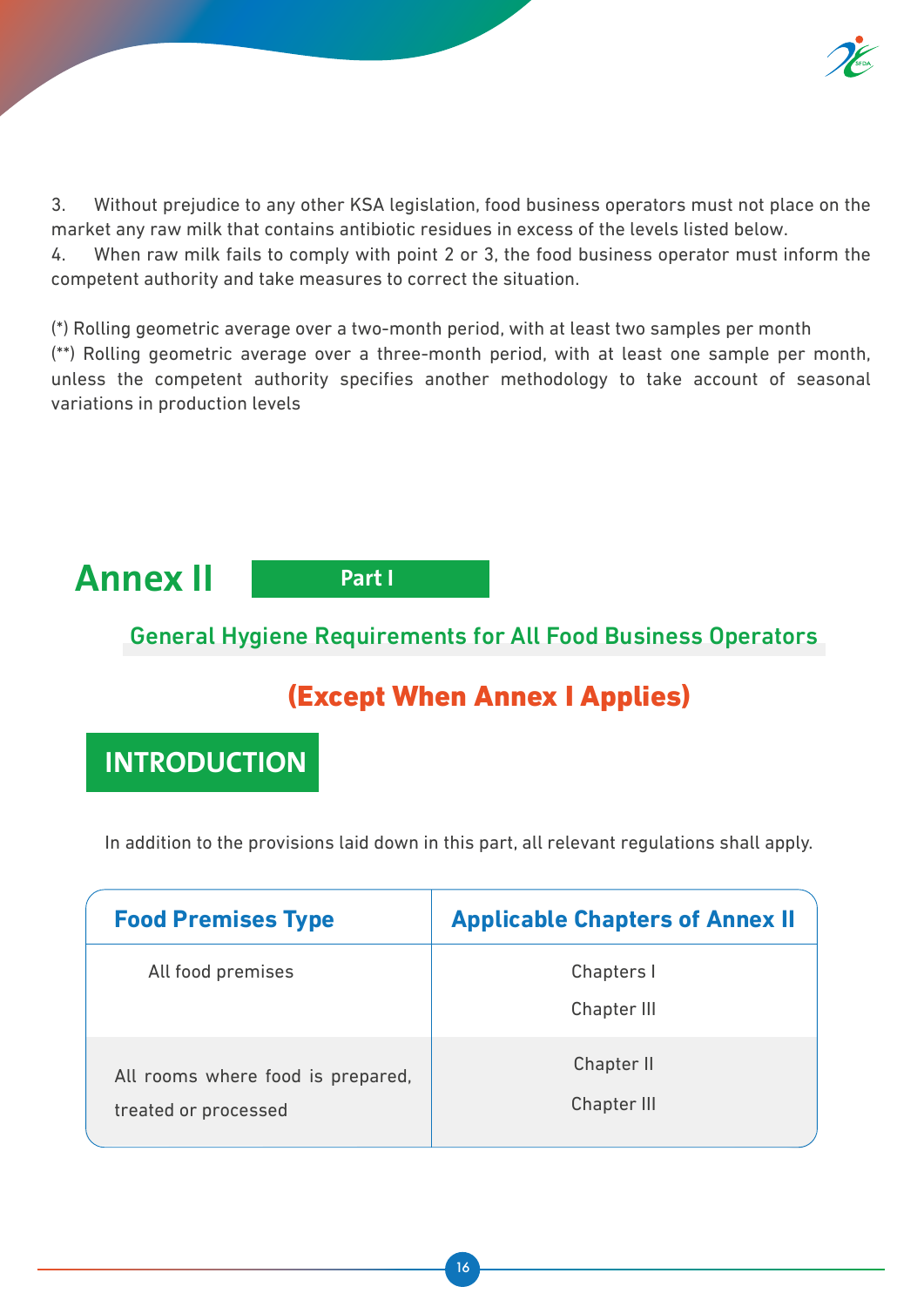3. Without prejudice to any other KSA legislation, food business operators must not place on the market any raw milk that contains antibiotic residues in excess of the levels listed below.

4. When raw milk fails to comply with point 2 or 3, the food business operator must inform the competent authority and take measures to correct the situation.

(*) Rolling geometric average over a two-month period, with at least two samples per month

(**) Rolling geometric average over a three-month period, with at least one sample per month, unless the competent authority specifies another methodology to take account of seasonal variations in production levels

# Annex II

## Part I

## General Hygiene Requirements for All Food Business Operators

## (Except When Annex I Applies)

## INTRODUCTION

In addition to the provisions laid down in this part, all relevant regulations shall apply.

| Food Premises Type | Applicable Chapters of Annex II |
|---|---|
| All food premises | Chapters I<br>Chapter III |
| All rooms where food is prepared, treated or processed | Chapter II<br>Chapter III |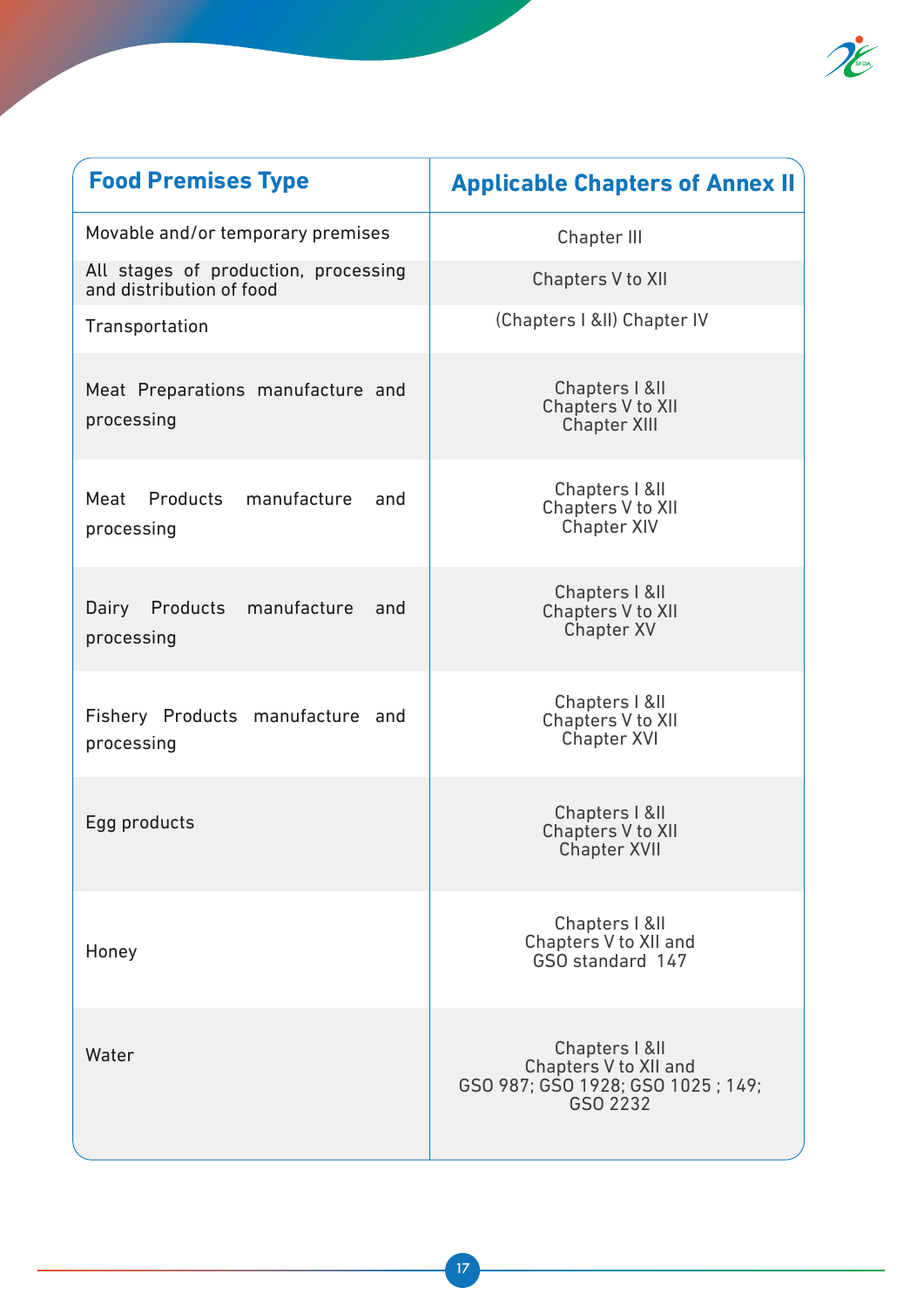| Food Premises Type | Applicable Chapters of Annex II |
|---|---|
| Movable and/or temporary premises | Chapter III |
| All stages of production, processing and distribution of food | Chapters V to XII |
| Transportation | (Chapters I &II) Chapter IV |
| Meat Preparations manufacture and processing | Chapters I &II<br>Chapters V to XII<br>Chapter XIII |
| Meat Products manufacture and processing | Chapters I &II<br>Chapters V to XII<br>Chapter XIV |
| Dairy Products manufacture and processing | Chapters I &II<br>Chapters V to XII<br>Chapter XV |
| Fishery Products manufacture and processing | Chapters I &II<br>Chapters V to XII<br>Chapter XVI |
| Egg products | Chapters I &II<br>Chapters V to XII<br>Chapter XVII |
| Honey | Chapters I &II<br>Chapters V to XII and<br>GSO standard 147 |
| Water | Chapters I &II<br>Chapters V to XII and<br>GSO 987; GSO 1928; GSO 1025 ; 149;<br>GSO 2232 |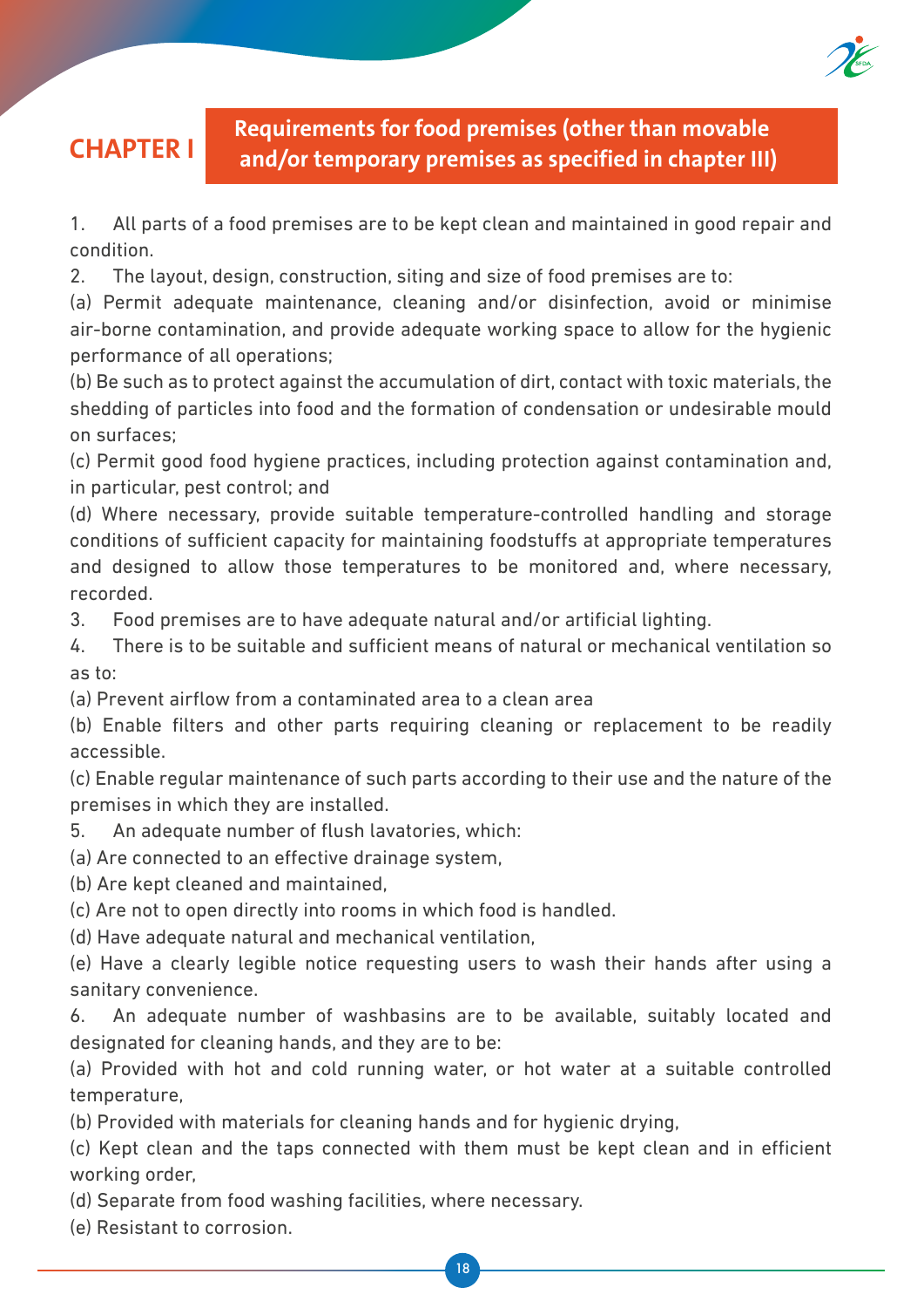# CHAPTER I

## Requirements for food premises (other than movable and/or temporary premises as specified in chapter III)

1. All parts of a food premises are to be kept clean and maintained in good repair and condition.

2. The layout, design, construction, siting and size of food premises are to:

(a) Permit adequate maintenance, cleaning and/or disinfection, avoid or minimise air-borne contamination, and provide adequate working space to allow for the hygienic performance of all operations;

(b) Be such as to protect against the accumulation of dirt, contact with toxic materials, the shedding of particles into food and the formation of condensation or undesirable mould on surfaces;

(c) Permit good food hygiene practices, including protection against contamination and, in particular, pest control; and

(d) Where necessary, provide suitable temperature-controlled handling and storage conditions of sufficient capacity for maintaining foodstuffs at appropriate temperatures and designed to allow those temperatures to be monitored and, where necessary, recorded.

3. Food premises are to have adequate natural and/or artificial lighting.

4. There is to be suitable and sufficient means of natural or mechanical ventilation so as to:

(a) Prevent airflow from a contaminated area to a clean area

(b) Enable filters and other parts requiring cleaning or replacement to be readily accessible.

(c) Enable regular maintenance of such parts according to their use and the nature of the premises in which they are installed.

5. An adequate number of flush lavatories, which:

(a) Are connected to an effective drainage system,

(b) Are kept cleaned and maintained,

(c) Are not to open directly into rooms in which food is handled.

(d) Have adequate natural and mechanical ventilation,

(e) Have a clearly legible notice requesting users to wash their hands after using a sanitary convenience.

6. An adequate number of washbasins are to be available, suitably located and designated for cleaning hands, and they are to be:

(a) Provided with hot and cold running water, or hot water at a suitable controlled temperature,

(b) Provided with materials for cleaning hands and for hygienic drying,

(c) Kept clean and the taps connected with them must be kept clean and in efficient working order,

(d) Separate from food washing facilities, where necessary.

(e) Resistant to corrosion.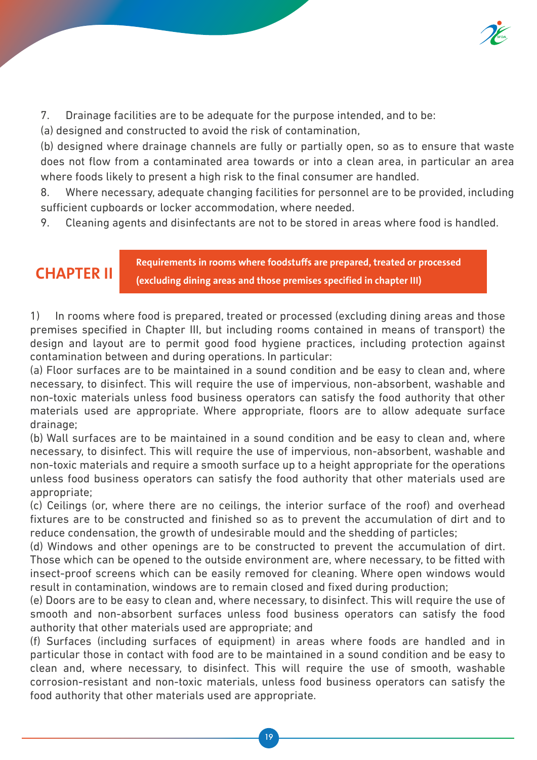7. Drainage facilities are to be adequate for the purpose intended, and to be:

(a) designed and constructed to avoid the risk of contamination,

(b) designed where drainage channels are fully or partially open, so as to ensure that waste does not flow from a contaminated area towards or into a clean area, in particular an area where foods likely to present a high risk to the final consumer are handled.

8. Where necessary, adequate changing facilities for personnel are to be provided, including sufficient cupboards or locker accommodation, where needed.

9. Cleaning agents and disinfectants are not to be stored in areas where food is handled.

## CHAPTER II

**Requirements in rooms where foodstuffs are prepared, treated or processed (excluding dining areas and those premises specified in chapter III)**

1) In rooms where food is prepared, treated or processed (excluding dining areas and those premises specified in Chapter III, but including rooms contained in means of transport) the design and layout are to permit good food hygiene practices, including protection against contamination between and during operations. In particular:

(a) Floor surfaces are to be maintained in a sound condition and be easy to clean and, where necessary, to disinfect. This will require the use of impervious, non-absorbent, washable and non-toxic materials unless food business operators can satisfy the food authority that other materials used are appropriate. Where appropriate, floors are to allow adequate surface drainage;

(b) Wall surfaces are to be maintained in a sound condition and be easy to clean and, where necessary, to disinfect. This will require the use of impervious, non-absorbent, washable and non-toxic materials and require a smooth surface up to a height appropriate for the operations unless food business operators can satisfy the food authority that other materials used are appropriate;

(c) Ceilings (or, where there are no ceilings, the interior surface of the roof) and overhead fixtures are to be constructed and finished so as to prevent the accumulation of dirt and to reduce condensation, the growth of undesirable mould and the shedding of particles;

(d) Windows and other openings are to be constructed to prevent the accumulation of dirt. Those which can be opened to the outside environment are, where necessary, to be fitted with insect-proof screens which can be easily removed for cleaning. Where open windows would result in contamination, windows are to remain closed and fixed during production;

(e) Doors are to be easy to clean and, where necessary, to disinfect. This will require the use of smooth and non-absorbent surfaces unless food business operators can satisfy the food authority that other materials used are appropriate; and

(f) Surfaces (including surfaces of equipment) in areas where foods are handled and in particular those in contact with food are to be maintained in a sound condition and be easy to clean and, where necessary, to disinfect. This will require the use of smooth, washable corrosion-resistant and non-toxic materials, unless food business operators can satisfy the food authority that other materials used are appropriate.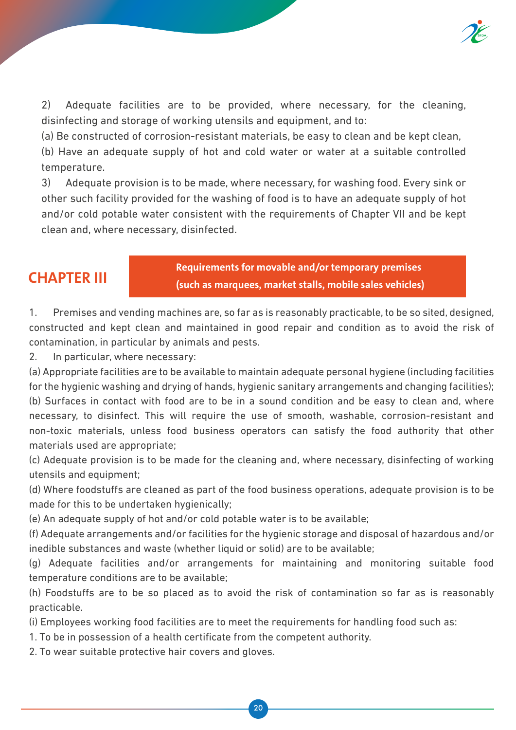2) Adequate facilities are to be provided, where necessary, for the cleaning, disinfecting and storage of working utensils and equipment, and to:

(a) Be constructed of corrosion-resistant materials, be easy to clean and be kept clean,

(b) Have an adequate supply of hot and cold water or water at a suitable controlled temperature.

3) Adequate provision is to be made, where necessary, for washing food. Every sink or other such facility provided for the washing of food is to have an adequate supply of hot and/or cold potable water consistent with the requirements of Chapter VII and be kept clean and, where necessary, disinfected.

## CHAPTER III

**Requirements for movable and/or temporary premises (such as marquees, market stalls, mobile sales vehicles)**

1. Premises and vending machines are, so far as is reasonably practicable, to be so sited, designed, constructed and kept clean and maintained in good repair and condition as to avoid the risk of contamination, in particular by animals and pests.

2. In particular, where necessary:

(a) Appropriate facilities are to be available to maintain adequate personal hygiene (including facilities for the hygienic washing and drying of hands, hygienic sanitary arrangements and changing facilities);

(b) Surfaces in contact with food are to be in a sound condition and be easy to clean and, where necessary, to disinfect. This will require the use of smooth, washable, corrosion-resistant and non-toxic materials, unless food business operators can satisfy the food authority that other materials used are appropriate;

(c) Adequate provision is to be made for the cleaning and, where necessary, disinfecting of working utensils and equipment;

(d) Where foodstuffs are cleaned as part of the food business operations, adequate provision is to be made for this to be undertaken hygienically;

(e) An adequate supply of hot and/or cold potable water is to be available;

(f) Adequate arrangements and/or facilities for the hygienic storage and disposal of hazardous and/or inedible substances and waste (whether liquid or solid) are to be available;

(g) Adequate facilities and/or arrangements for maintaining and monitoring suitable food temperature conditions are to be available;

(h) Foodstuffs are to be so placed as to avoid the risk of contamination so far as is reasonably practicable.

(i) Employees working food facilities are to meet the requirements for handling food such as:

1. To be in possession of a health certificate from the competent authority.
2. To wear suitable protective hair covers and gloves.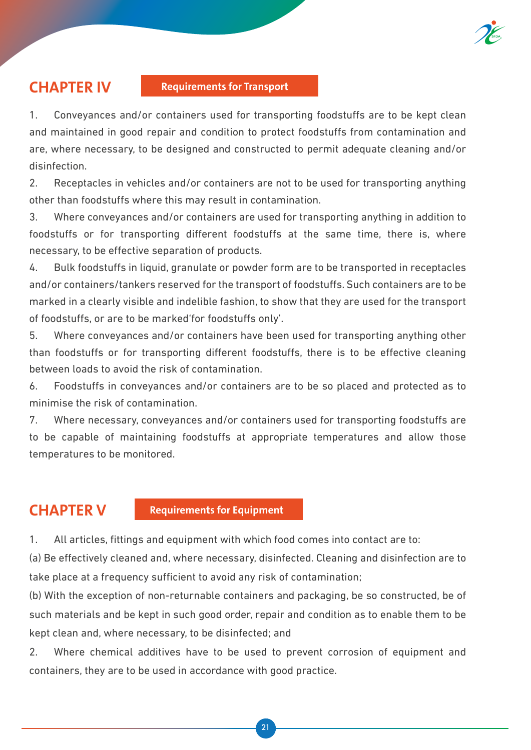## CHAPTER IV Requirements for Transport

1. Conveyances and/or containers used for transporting foodstuffs are to be kept clean and maintained in good repair and condition to protect foodstuffs from contamination and are, where necessary, to be designed and constructed to permit adequate cleaning and/or disinfection.

2. Receptacles in vehicles and/or containers are not to be used for transporting anything other than foodstuffs where this may result in contamination.

3. Where conveyances and/or containers are used for transporting anything in addition to foodstuffs or for transporting different foodstuffs at the same time, there is, where necessary, to be effective separation of products.

4. Bulk foodstuffs in liquid, granulate or powder form are to be transported in receptacles and/or containers/tankers reserved for the transport of foodstuffs. Such containers are to be marked in a clearly visible and indelible fashion, to show that they are used for the transport of foodstuffs, or are to be marked'for foodstuffs only'.

5. Where conveyances and/or containers have been used for transporting anything other than foodstuffs or for transporting different foodstuffs, there is to be effective cleaning between loads to avoid the risk of contamination.

6. Foodstuffs in conveyances and/or containers are to be so placed and protected as to minimise the risk of contamination.

7. Where necessary, conveyances and/or containers used for transporting foodstuffs are to be capable of maintaining foodstuffs at appropriate temperatures and allow those temperatures to be monitored.

## CHAPTER V Requirements for Equipment

1. All articles, fittings and equipment with which food comes into contact are to:

(a) Be effectively cleaned and, where necessary, disinfected. Cleaning and disinfection are to take place at a frequency sufficient to avoid any risk of contamination;

(b) With the exception of non-returnable containers and packaging, be so constructed, be of such materials and be kept in such good order, repair and condition as to enable them to be kept clean and, where necessary, to be disinfected; and

2. Where chemical additives have to be used to prevent corrosion of equipment and containers, they are to be used in accordance with good practice.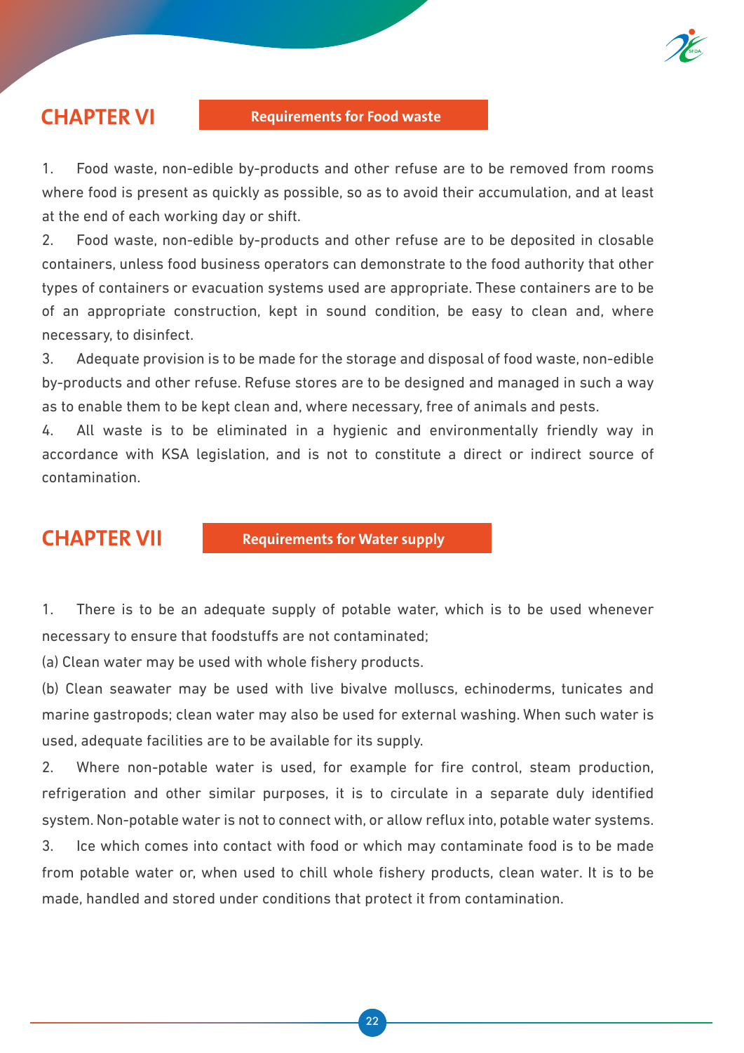## CHAPTER VI — Requirements for Food waste

1. Food waste, non-edible by-products and other refuse are to be removed from rooms where food is present as quickly as possible, so as to avoid their accumulation, and at least at the end of each working day or shift.
2. Food waste, non-edible by-products and other refuse are to be deposited in closable containers, unless food business operators can demonstrate to the food authority that other types of containers or evacuation systems used are appropriate. These containers are to be of an appropriate construction, kept in sound condition, be easy to clean and, where necessary, to disinfect.
3. Adequate provision is to be made for the storage and disposal of food waste, non-edible by-products and other refuse. Refuse stores are to be designed and managed in such a way as to enable them to be kept clean and, where necessary, free of animals and pests.
4. All waste is to be eliminated in a hygienic and environmentally friendly way in accordance with KSA legislation, and is not to constitute a direct or indirect source of contamination.

## CHAPTER VII — Requirements for Water supply

1. There is to be an adequate supply of potable water, which is to be used whenever necessary to ensure that foodstuffs are not contaminated;

(a) Clean water may be used with whole fishery products.

(b) Clean seawater may be used with live bivalve molluscs, echinoderms, tunicates and marine gastropods; clean water may also be used for external washing. When such water is used, adequate facilities are to be available for its supply.

2. Where non-potable water is used, for example for fire control, steam production, refrigeration and other similar purposes, it is to circulate in a separate duly identified system. Non-potable water is not to connect with, or allow reflux into, potable water systems.
3. Ice which comes into contact with food or which may contaminate food is to be made from potable water or, when used to chill whole fishery products, clean water. It is to be made, handled and stored under conditions that protect it from contamination.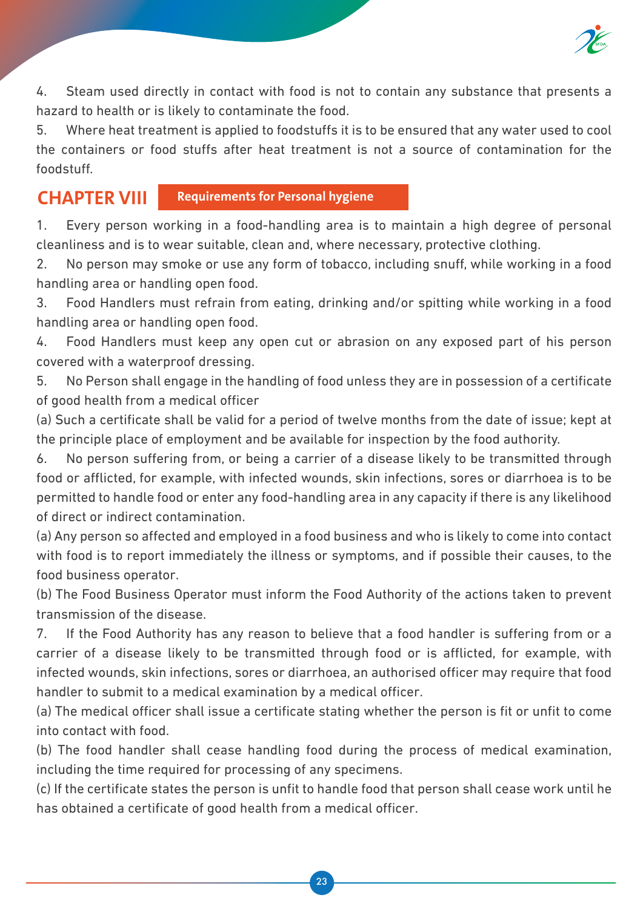4. Steam used directly in contact with food is not to contain any substance that presents a hazard to health or is likely to contaminate the food.

5. Where heat treatment is applied to foodstuffs it is to be ensured that any water used to cool the containers or food stuffs after heat treatment is not a source of contamination for the foodstuff.

## CHAPTER VIII Requirements for Personal hygiene

1. Every person working in a food-handling area is to maintain a high degree of personal cleanliness and is to wear suitable, clean and, where necessary, protective clothing.

2. No person may smoke or use any form of tobacco, including snuff, while working in a food handling area or handling open food.

3. Food Handlers must refrain from eating, drinking and/or spitting while working in a food handling area or handling open food.

4. Food Handlers must keep any open cut or abrasion on any exposed part of his person covered with a waterproof dressing.

5. No Person shall engage in the handling of food unless they are in possession of a certificate of good health from a medical officer

(a) Such a certificate shall be valid for a period of twelve months from the date of issue; kept at the principle place of employment and be available for inspection by the food authority.

6. No person suffering from, or being a carrier of a disease likely to be transmitted through food or afflicted, for example, with infected wounds, skin infections, sores or diarrhoea is to be permitted to handle food or enter any food-handling area in any capacity if there is any likelihood of direct or indirect contamination.

(a) Any person so affected and employed in a food business and who is likely to come into contact with food is to report immediately the illness or symptoms, and if possible their causes, to the food business operator.

(b) The Food Business Operator must inform the Food Authority of the actions taken to prevent transmission of the disease.

7. If the Food Authority has any reason to believe that a food handler is suffering from or a carrier of a disease likely to be transmitted through food or is afflicted, for example, with infected wounds, skin infections, sores or diarrhoea, an authorised officer may require that food handler to submit to a medical examination by a medical officer.

(a) The medical officer shall issue a certificate stating whether the person is fit or unfit to come into contact with food.

(b) The food handler shall cease handling food during the process of medical examination, including the time required for processing of any specimens.

(c) If the certificate states the person is unfit to handle food that person shall cease work until he has obtained a certificate of good health from a medical officer.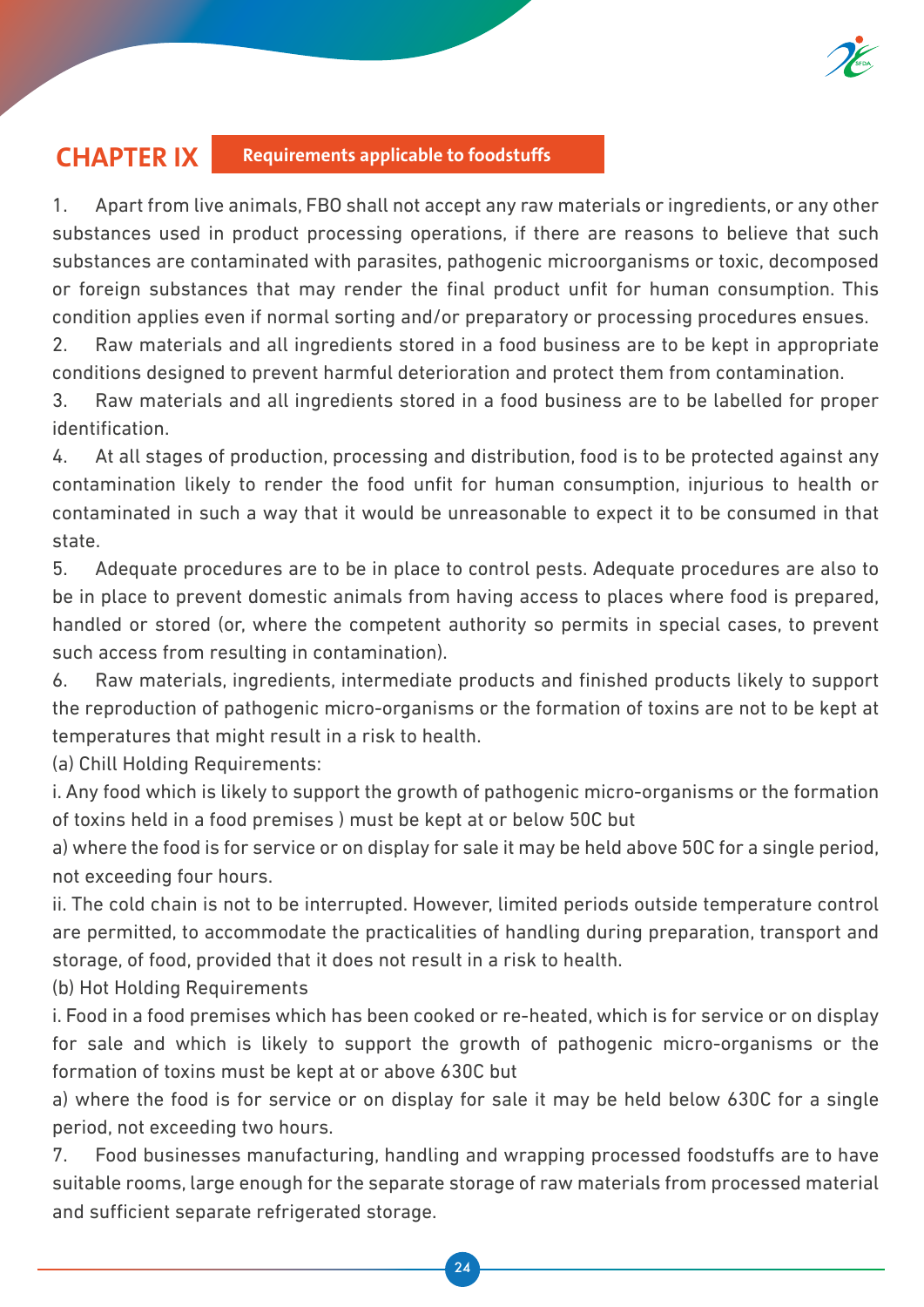## CHAPTER IX Requirements applicable to foodstuffs

1. Apart from live animals, FBO shall not accept any raw materials or ingredients, or any other substances used in product processing operations, if there are reasons to believe that such substances are contaminated with parasites, pathogenic microorganisms or toxic, decomposed or foreign substances that may render the final product unfit for human consumption. This condition applies even if normal sorting and/or preparatory or processing procedures ensues.
2. Raw materials and all ingredients stored in a food business are to be kept in appropriate conditions designed to prevent harmful deterioration and protect them from contamination.
3. Raw materials and all ingredients stored in a food business are to be labelled for proper identification.
4. At all stages of production, processing and distribution, food is to be protected against any contamination likely to render the food unfit for human consumption, injurious to health or contaminated in such a way that it would be unreasonable to expect it to be consumed in that state.
5. Adequate procedures are to be in place to control pests. Adequate procedures are also to be in place to prevent domestic animals from having access to places where food is prepared, handled or stored (or, where the competent authority so permits in special cases, to prevent such access from resulting in contamination).
6. Raw materials, ingredients, intermediate products and finished products likely to support the reproduction of pathogenic micro-organisms or the formation of toxins are not to be kept at temperatures that might result in a risk to health.

(a) Chill Holding Requirements:

i. Any food which is likely to support the growth of pathogenic micro-organisms or the formation of toxins held in a food premises ) must be kept at or below 50C but

a) where the food is for service or on display for sale it may be held above 50C for a single period, not exceeding four hours.

ii. The cold chain is not to be interrupted. However, limited periods outside temperature control are permitted, to accommodate the practicalities of handling during preparation, transport and storage, of food, provided that it does not result in a risk to health.

(b) Hot Holding Requirements

i. Food in a food premises which has been cooked or re-heated, which is for service or on display for sale and which is likely to support the growth of pathogenic micro-organisms or the formation of toxins must be kept at or above 630C but

a) where the food is for service or on display for sale it may be held below 630C for a single period, not exceeding two hours.

7. Food businesses manufacturing, handling and wrapping processed foodstuffs are to have suitable rooms, large enough for the separate storage of raw materials from processed material and sufficient separate refrigerated storage.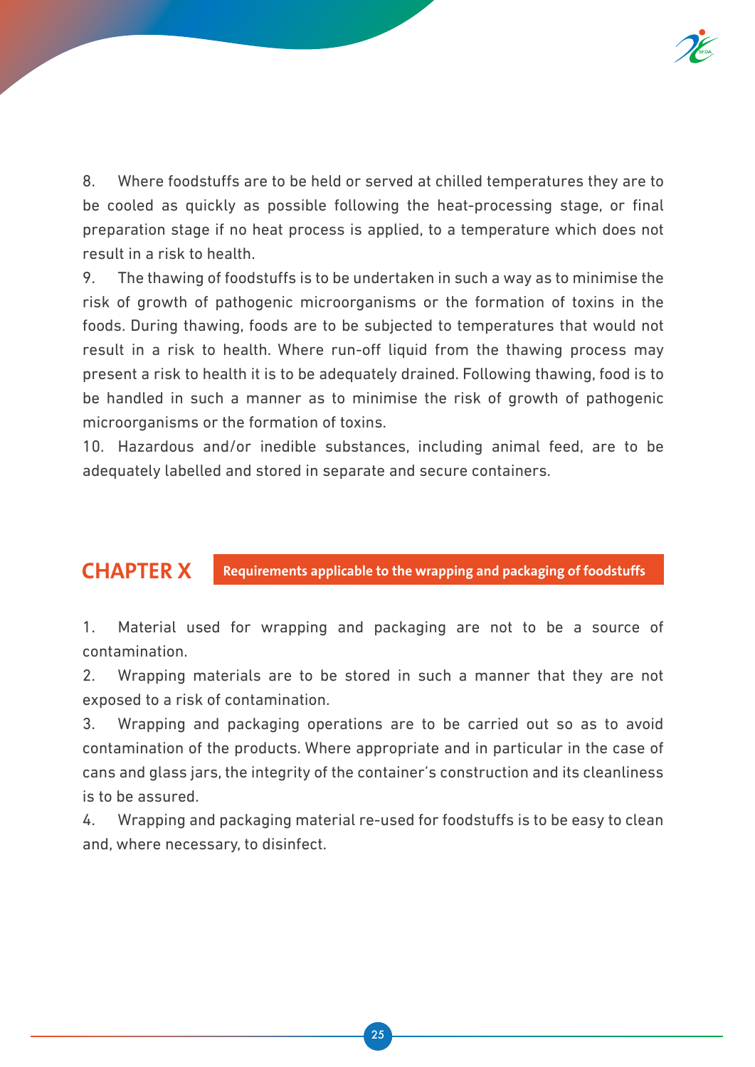8. Where foodstuffs are to be held or served at chilled temperatures they are to be cooled as quickly as possible following the heat-processing stage, or final preparation stage if no heat process is applied, to a temperature which does not result in a risk to health.

9. The thawing of foodstuffs is to be undertaken in such a way as to minimise the risk of growth of pathogenic microorganisms or the formation of toxins in the foods. During thawing, foods are to be subjected to temperatures that would not result in a risk to health. Where run-off liquid from the thawing process may present a risk to health it is to be adequately drained. Following thawing, food is to be handled in such a manner as to minimise the risk of growth of pathogenic microorganisms or the formation of toxins.

10. Hazardous and/or inedible substances, including animal feed, are to be adequately labelled and stored in separate and secure containers.

## CHAPTER X Requirements applicable to the wrapping and packaging of foodstuffs

1. Material used for wrapping and packaging are not to be a source of contamination.

2. Wrapping materials are to be stored in such a manner that they are not exposed to a risk of contamination.

3. Wrapping and packaging operations are to be carried out so as to avoid contamination of the products. Where appropriate and in particular in the case of cans and glass jars, the integrity of the container's construction and its cleanliness is to be assured.

4. Wrapping and packaging material re-used for foodstuffs is to be easy to clean and, where necessary, to disinfect.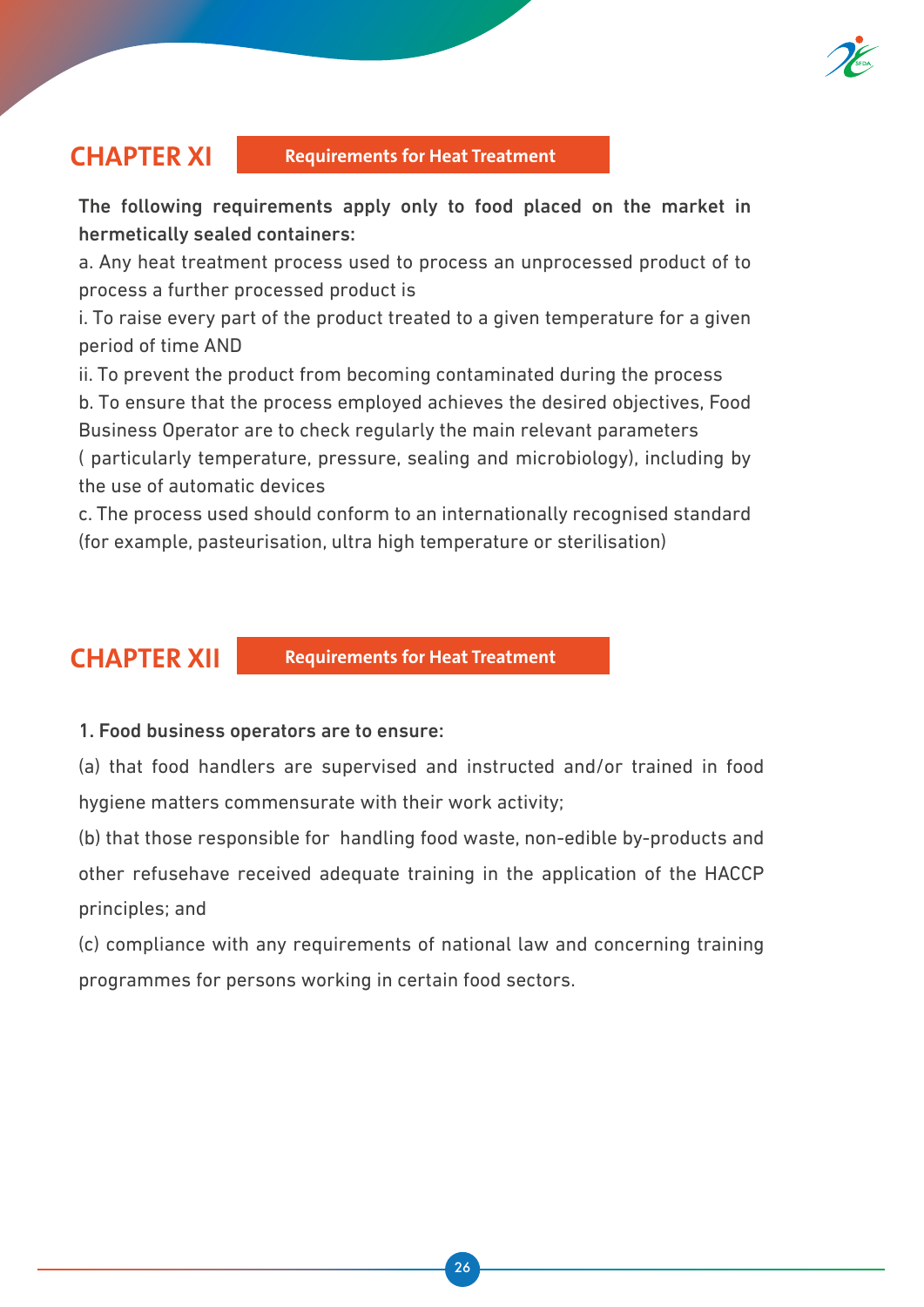## CHAPTER XI — Requirements for Heat Treatment

**The following requirements apply only to food placed on the market in hermetically sealed containers:**

a. Any heat treatment process used to process an unprocessed product of to process a further processed product is

i. To raise every part of the product treated to a given temperature for a given period of time AND

ii. To prevent the product from becoming contaminated during the process

b. To ensure that the process employed achieves the desired objectives, Food Business Operator are to check regularly the main relevant parameters ( particularly temperature, pressure, sealing and microbiology), including by the use of automatic devices

c. The process used should conform to an internationally recognised standard (for example, pasteurisation, ultra high temperature or sterilisation)

## CHAPTER XII — Requirements for Heat Treatment

**1. Food business operators are to ensure:**

(a) that food handlers are supervised and instructed and/or trained in food hygiene matters commensurate with their work activity;

(b) that those responsible for handling food waste, non-edible by-products and other refusehave received adequate training in the application of the HACCP principles; and

(c) compliance with any requirements of national law and concerning training programmes for persons working in certain food sectors.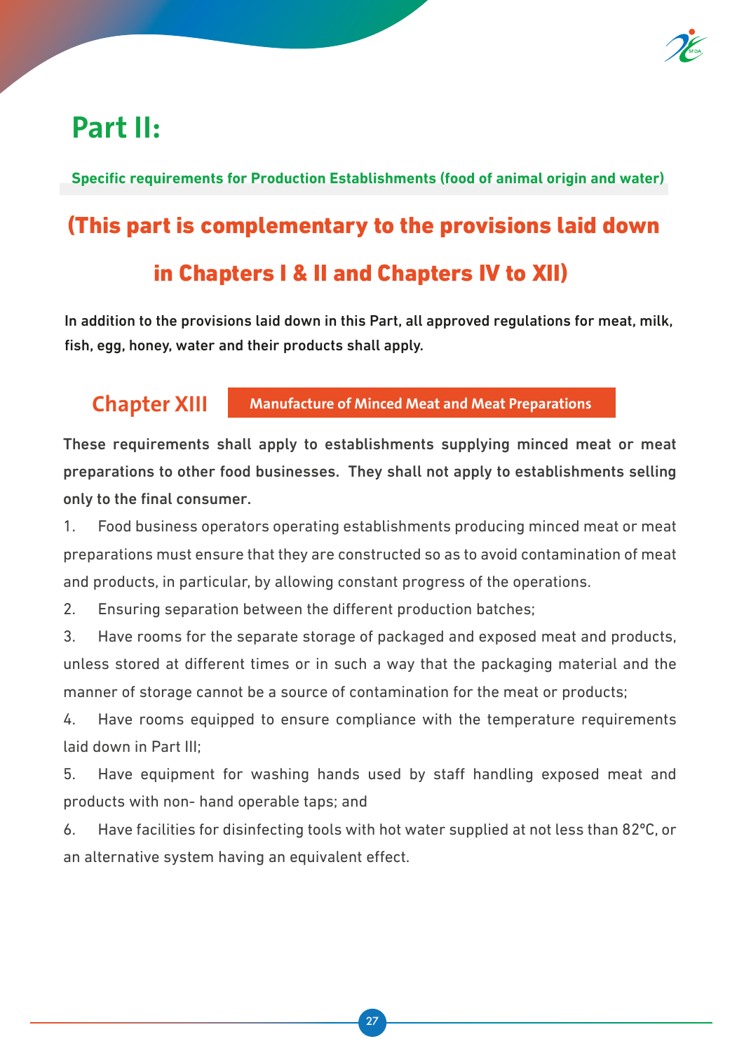# Part II:

**Specific requirements for Production Establishments (food of animal origin and water)**

## (This part is complementary to the provisions laid down in Chapters I & II and Chapters IV to XII)

In addition to the provisions laid down in this Part, all approved regulations for meat, milk, fish, egg, honey, water and their products shall apply.

## Chapter XIII Manufacture of Minced Meat and Meat Preparations

These requirements shall apply to establishments supplying minced meat or meat preparations to other food businesses. They shall not apply to establishments selling only to the final consumer.

1. Food business operators operating establishments producing minced meat or meat preparations must ensure that they are constructed so as to avoid contamination of meat and products, in particular, by allowing constant progress of the operations.
2. Ensuring separation between the different production batches;
3. Have rooms for the separate storage of packaged and exposed meat and products, unless stored at different times or in such a way that the packaging material and the manner of storage cannot be a source of contamination for the meat or products;
4. Have rooms equipped to ensure compliance with the temperature requirements laid down in Part III;
5. Have equipment for washing hands used by staff handling exposed meat and products with non- hand operable taps; and
6. Have facilities for disinfecting tools with hot water supplied at not less than 82°C, or an alternative system having an equivalent effect.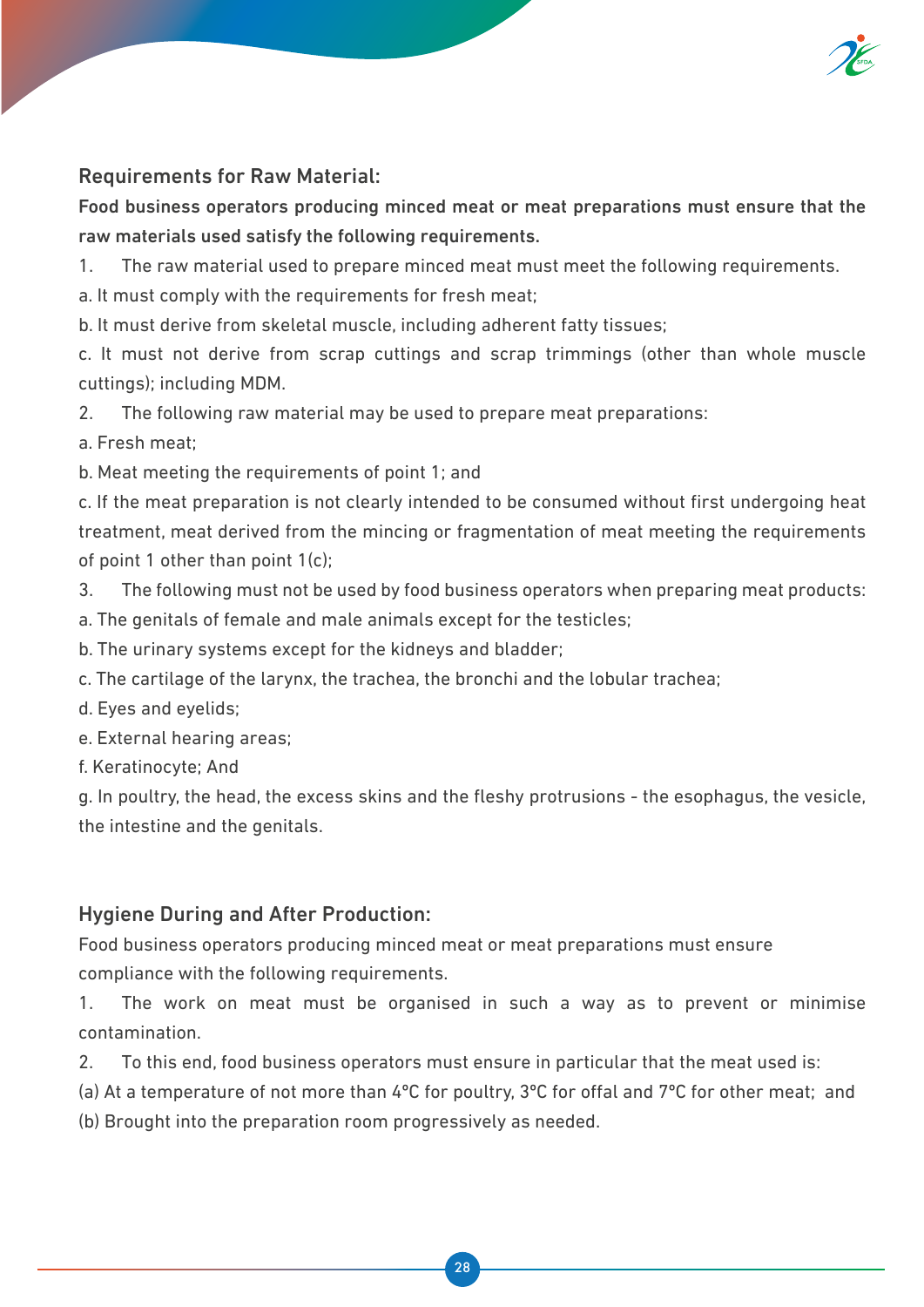## Requirements for Raw Material:

**Food business operators producing minced meat or meat preparations must ensure that the raw materials used satisfy the following requirements.**

1. The raw material used to prepare minced meat must meet the following requirements.

a. It must comply with the requirements for fresh meat;

b. It must derive from skeletal muscle, including adherent fatty tissues;

c. It must not derive from scrap cuttings and scrap trimmings (other than whole muscle cuttings); including MDM.

2. The following raw material may be used to prepare meat preparations:

a. Fresh meat;

b. Meat meeting the requirements of point 1; and

c. If the meat preparation is not clearly intended to be consumed without first undergoing heat treatment, meat derived from the mincing or fragmentation of meat meeting the requirements of point 1 other than point 1(c);

3. The following must not be used by food business operators when preparing meat products:

a. The genitals of female and male animals except for the testicles;

b. The urinary systems except for the kidneys and bladder;

c. The cartilage of the larynx, the trachea, the bronchi and the lobular trachea;

d. Eyes and eyelids;

e. External hearing areas;

f. Keratinocyte; And

g. In poultry, the head, the excess skins and the fleshy protrusions - the esophagus, the vesicle, the intestine and the genitals.

## Hygiene During and After Production:

Food business operators producing minced meat or meat preparations must ensure compliance with the following requirements.

1. The work on meat must be organised in such a way as to prevent or minimise contamination.

2. To this end, food business operators must ensure in particular that the meat used is:

(a) At a temperature of not more than 4°C for poultry, 3°C for offal and 7°C for other meat; and

(b) Brought into the preparation room progressively as needed.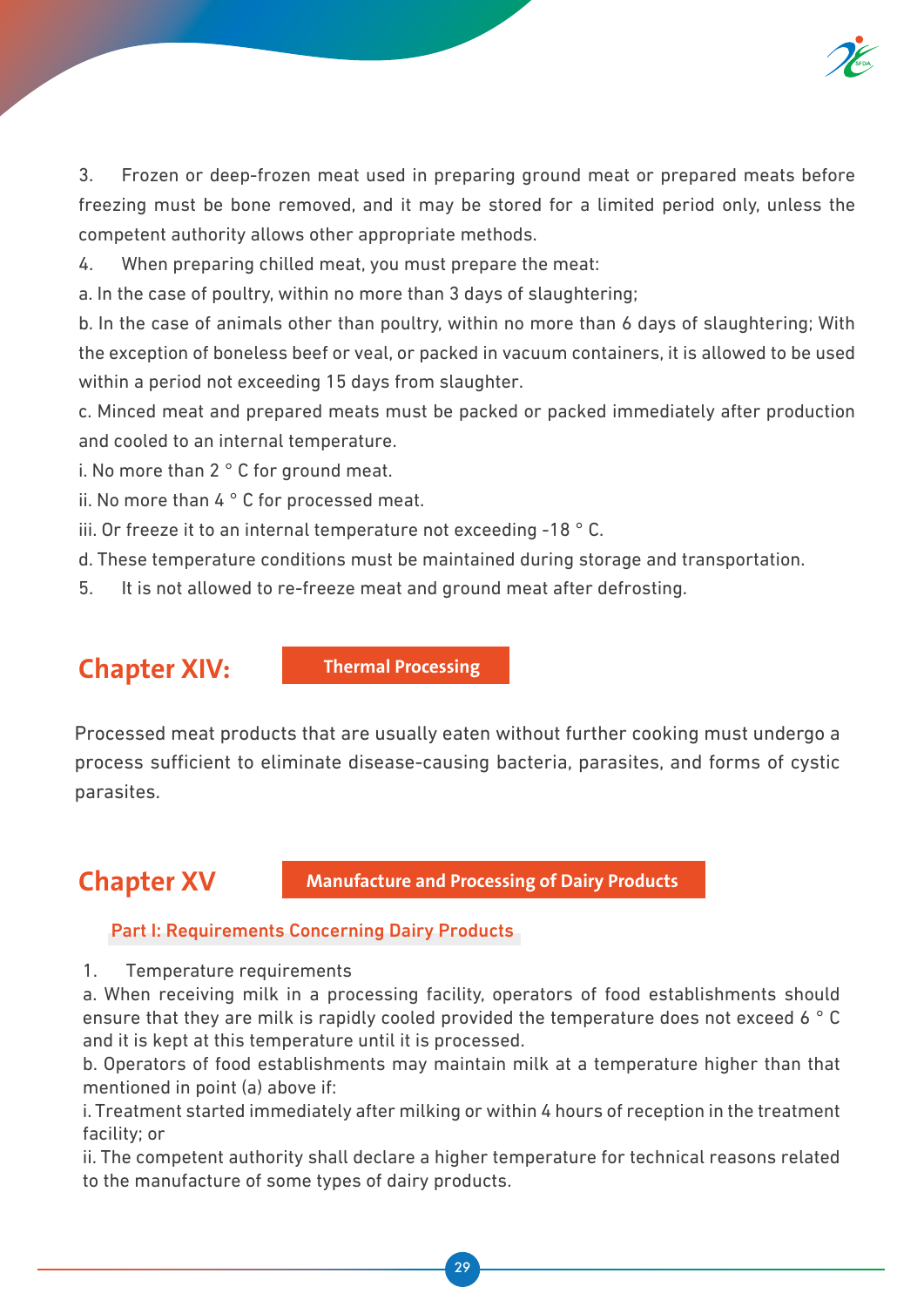3. Frozen or deep-frozen meat used in preparing ground meat or prepared meats before freezing must be bone removed, and it may be stored for a limited period only, unless the competent authority allows other appropriate methods.

4. When preparing chilled meat, you must prepare the meat:

a. In the case of poultry, within no more than 3 days of slaughtering;

b. In the case of animals other than poultry, within no more than 6 days of slaughtering; With the exception of boneless beef or veal, or packed in vacuum containers, it is allowed to be used within a period not exceeding 15 days from slaughter.

c. Minced meat and prepared meats must be packed or packed immediately after production and cooled to an internal temperature.

i. No more than 2 ° C for ground meat.

ii. No more than 4 ° C for processed meat.

iii. Or freeze it to an internal temperature not exceeding -18 ° C.

d. These temperature conditions must be maintained during storage and transportation.

5. It is not allowed to re-freeze meat and ground meat after defrosting.

## Chapter XIV: Thermal Processing

Processed meat products that are usually eaten without further cooking must undergo a process sufficient to eliminate disease-causing bacteria, parasites, and forms of cystic parasites.

## Chapter XV Manufacture and Processing of Dairy Products

### Part I: Requirements Concerning Dairy Products

1. Temperature requirements

a. When receiving milk in a processing facility, operators of food establishments should ensure that they are milk is rapidly cooled provided the temperature does not exceed 6 ° C and it is kept at this temperature until it is processed.

b. Operators of food establishments may maintain milk at a temperature higher than that mentioned in point (a) above if:

i. Treatment started immediately after milking or within 4 hours of reception in the treatment facility; or

ii. The competent authority shall declare a higher temperature for technical reasons related to the manufacture of some types of dairy products.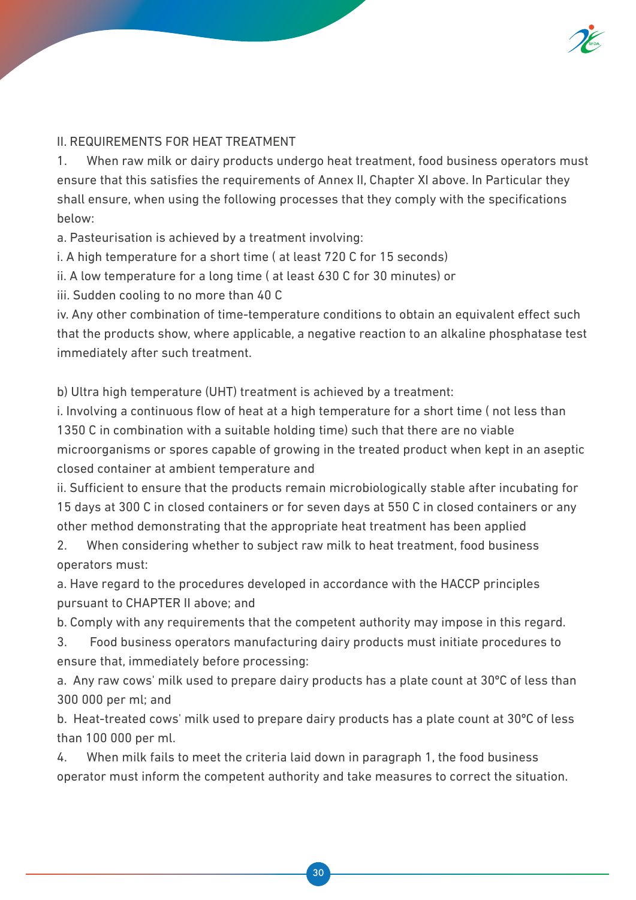## II. REQUIREMENTS FOR HEAT TREATMENT

1. When raw milk or dairy products undergo heat treatment, food business operators must ensure that this satisfies the requirements of Annex II, Chapter XI above. In Particular they shall ensure, when using the following processes that they comply with the specifications below:

a. Pasteurisation is achieved by a treatment involving:

i. A high temperature for a short time ( at least 720 C for 15 seconds)

ii. A low temperature for a long time ( at least 630 C for 30 minutes) or

iii. Sudden cooling to no more than 40 C

iv. Any other combination of time-temperature conditions to obtain an equivalent effect such that the products show, where applicable, a negative reaction to an alkaline phosphatase test immediately after such treatment.

b) Ultra high temperature (UHT) treatment is achieved by a treatment:

i. Involving a continuous flow of heat at a high temperature for a short time ( not less than 1350 C in combination with a suitable holding time) such that there are no viable microorganisms or spores capable of growing in the treated product when kept in an aseptic closed container at ambient temperature and

ii. Sufficient to ensure that the products remain microbiologically stable after incubating for 15 days at 300 C in closed containers or for seven days at 550 C in closed containers or any other method demonstrating that the appropriate heat treatment has been applied

2. When considering whether to subject raw milk to heat treatment, food business operators must:

a. Have regard to the procedures developed in accordance with the HACCP principles pursuant to CHAPTER II above; and

b. Comply with any requirements that the competent authority may impose in this regard.

3. Food business operators manufacturing dairy products must initiate procedures to ensure that, immediately before processing:

a. Any raw cows' milk used to prepare dairy products has a plate count at 30°C of less than 300 000 per ml; and

b. Heat-treated cows' milk used to prepare dairy products has a plate count at 30°C of less than 100 000 per ml.

4. When milk fails to meet the criteria laid down in paragraph 1, the food business operator must inform the competent authority and take measures to correct the situation.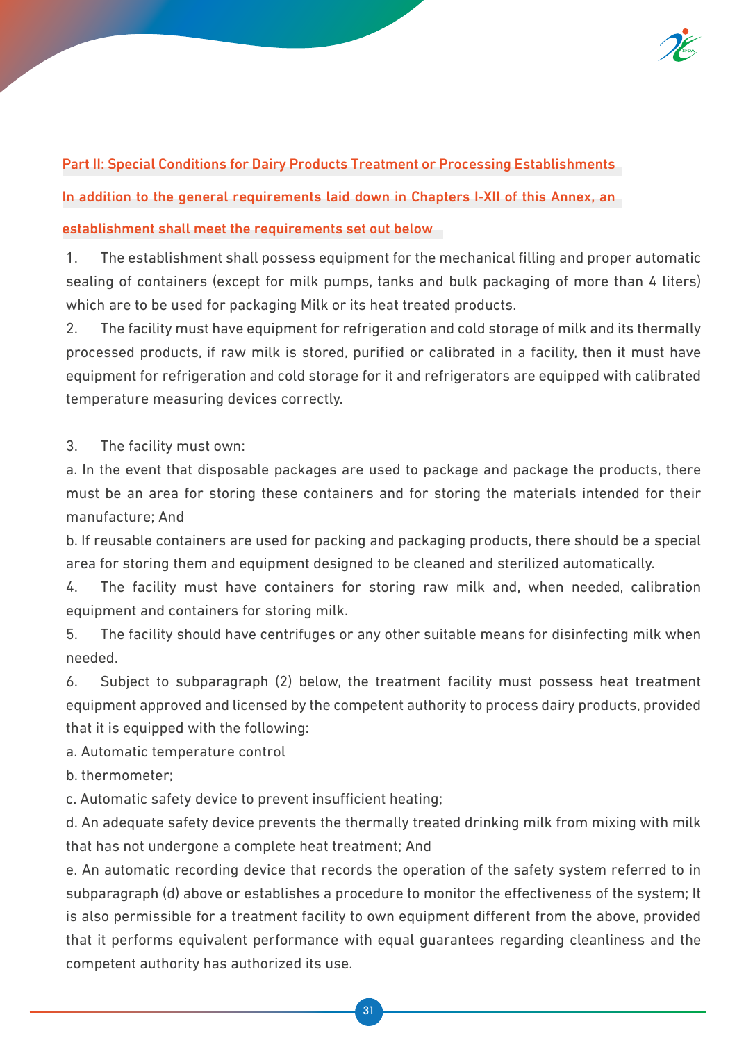## Part II: Special Conditions for Dairy Products Treatment or Processing Establishments

**In addition to the general requirements laid down in Chapters I-XII of this Annex, an establishment shall meet the requirements set out below**

1. The establishment shall possess equipment for the mechanical filling and proper automatic sealing of containers (except for milk pumps, tanks and bulk packaging of more than 4 liters) which are to be used for packaging Milk or its heat treated products.

2. The facility must have equipment for refrigeration and cold storage of milk and its thermally processed products, if raw milk is stored, purified or calibrated in a facility, then it must have equipment for refrigeration and cold storage for it and refrigerators are equipped with calibrated temperature measuring devices correctly.

3. The facility must own:

a. In the event that disposable packages are used to package and package the products, there must be an area for storing these containers and for storing the materials intended for their manufacture; And

b. If reusable containers are used for packing and packaging products, there should be a special area for storing them and equipment designed to be cleaned and sterilized automatically.

4. The facility must have containers for storing raw milk and, when needed, calibration equipment and containers for storing milk.

5. The facility should have centrifuges or any other suitable means for disinfecting milk when needed.

6. Subject to subparagraph (2) below, the treatment facility must possess heat treatment equipment approved and licensed by the competent authority to process dairy products, provided that it is equipped with the following:

a. Automatic temperature control

b. thermometer;

c. Automatic safety device to prevent insufficient heating;

d. An adequate safety device prevents the thermally treated drinking milk from mixing with milk that has not undergone a complete heat treatment; And

e. An automatic recording device that records the operation of the safety system referred to in subparagraph (d) above or establishes a procedure to monitor the effectiveness of the system; It is also permissible for a treatment facility to own equipment different from the above, provided that it performs equivalent performance with equal guarantees regarding cleanliness and the competent authority has authorized its use.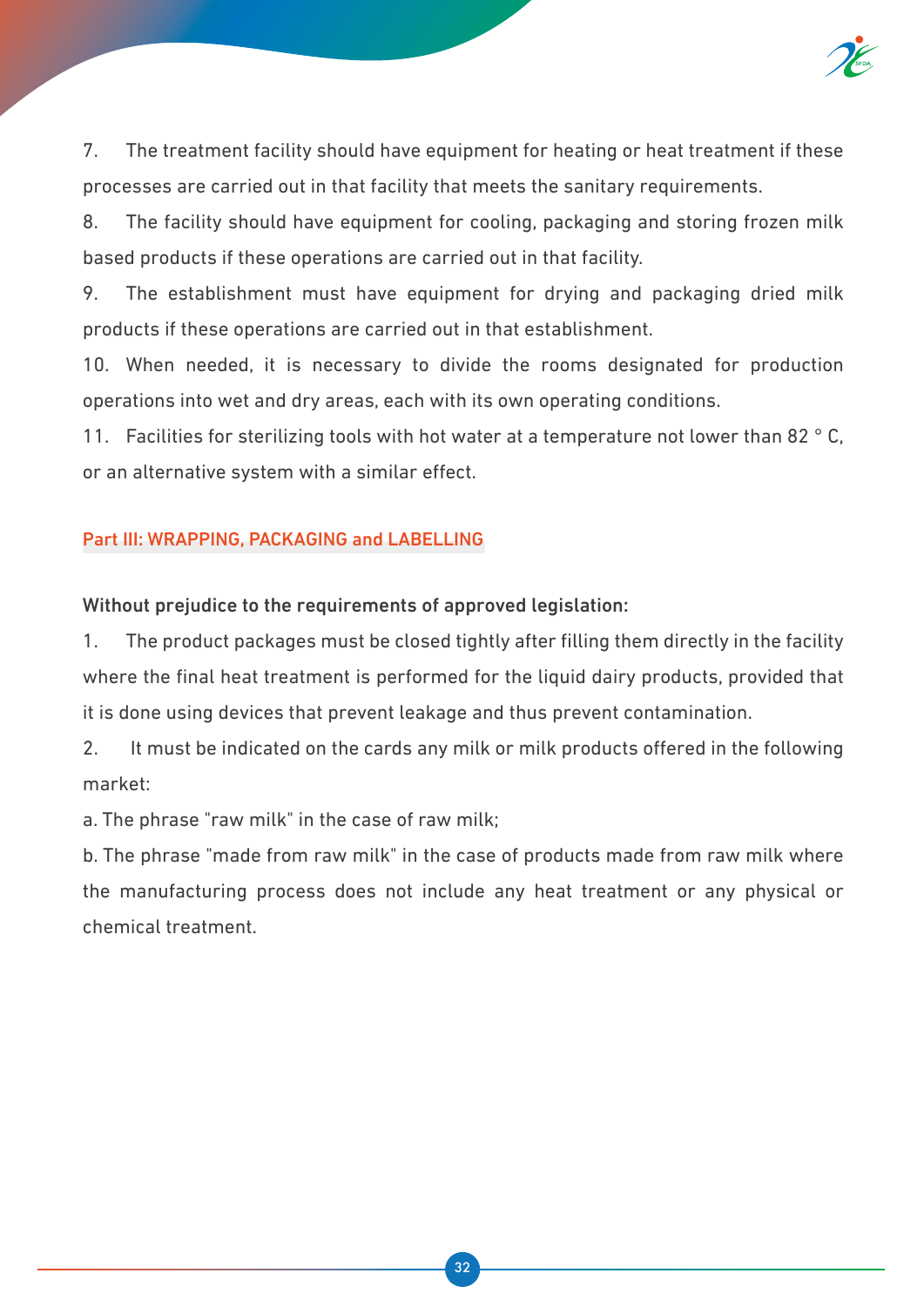7. The treatment facility should have equipment for heating or heat treatment if these processes are carried out in that facility that meets the sanitary requirements.

8. The facility should have equipment for cooling, packaging and storing frozen milk based products if these operations are carried out in that facility.

9. The establishment must have equipment for drying and packaging dried milk products if these operations are carried out in that establishment.

10. When needed, it is necessary to divide the rooms designated for production operations into wet and dry areas, each with its own operating conditions.

11. Facilities for sterilizing tools with hot water at a temperature not lower than 82 ° C, or an alternative system with a similar effect.

## Part III: WRAPPING, PACKAGING and LABELLING

**Without prejudice to the requirements of approved legislation:**

1. The product packages must be closed tightly after filling them directly in the facility where the final heat treatment is performed for the liquid dairy products, provided that it is done using devices that prevent leakage and thus prevent contamination.

2. It must be indicated on the cards any milk or milk products offered in the following market:

a. The phrase "raw milk" in the case of raw milk;

b. The phrase "made from raw milk" in the case of products made from raw milk where the manufacturing process does not include any heat treatment or any physical or chemical treatment.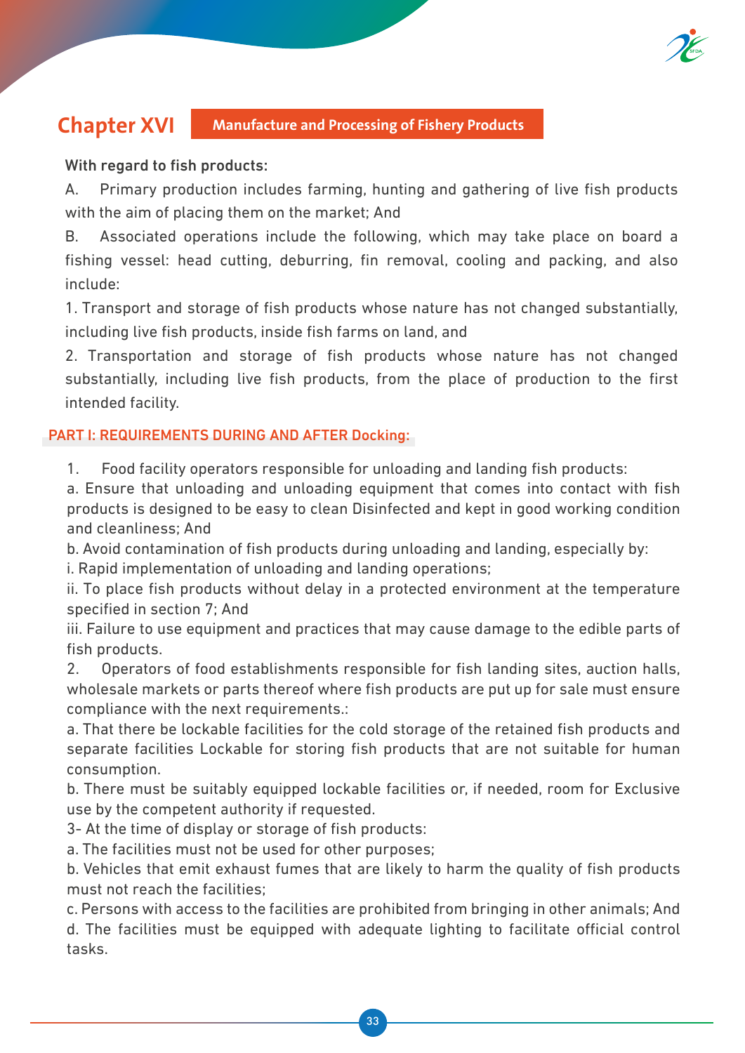# Chapter XVI Manufacture and Processing of Fishery Products

**With regard to fish products:**

A. Primary production includes farming, hunting and gathering of live fish products with the aim of placing them on the market; And

B. Associated operations include the following, which may take place on board a fishing vessel: head cutting, deburring, fin removal, cooling and packing, and also include:

1. Transport and storage of fish products whose nature has not changed substantially, including live fish products, inside fish farms on land, and
2. Transportation and storage of fish products whose nature has not changed substantially, including live fish products, from the place of production to the first intended facility.

## PART I: REQUIREMENTS DURING AND AFTER Docking:

1. Food facility operators responsible for unloading and landing fish products:

a. Ensure that unloading and unloading equipment that comes into contact with fish products is designed to be easy to clean Disinfected and kept in good working condition and cleanliness; And

b. Avoid contamination of fish products during unloading and landing, especially by:

i. Rapid implementation of unloading and landing operations;

ii. To place fish products without delay in a protected environment at the temperature specified in section 7; And

iii. Failure to use equipment and practices that may cause damage to the edible parts of fish products.

2. Operators of food establishments responsible for fish landing sites, auction halls, wholesale markets or parts thereof where fish products are put up for sale must ensure compliance with the next requirements.:

a. That there be lockable facilities for the cold storage of the retained fish products and separate facilities Lockable for storing fish products that are not suitable for human consumption.

b. There must be suitably equipped lockable facilities or, if needed, room for Exclusive use by the competent authority if requested.

3- At the time of display or storage of fish products:

a. The facilities must not be used for other purposes;

b. Vehicles that emit exhaust fumes that are likely to harm the quality of fish products must not reach the facilities;

c. Persons with access to the facilities are prohibited from bringing in other animals; And

d. The facilities must be equipped with adequate lighting to facilitate official control tasks.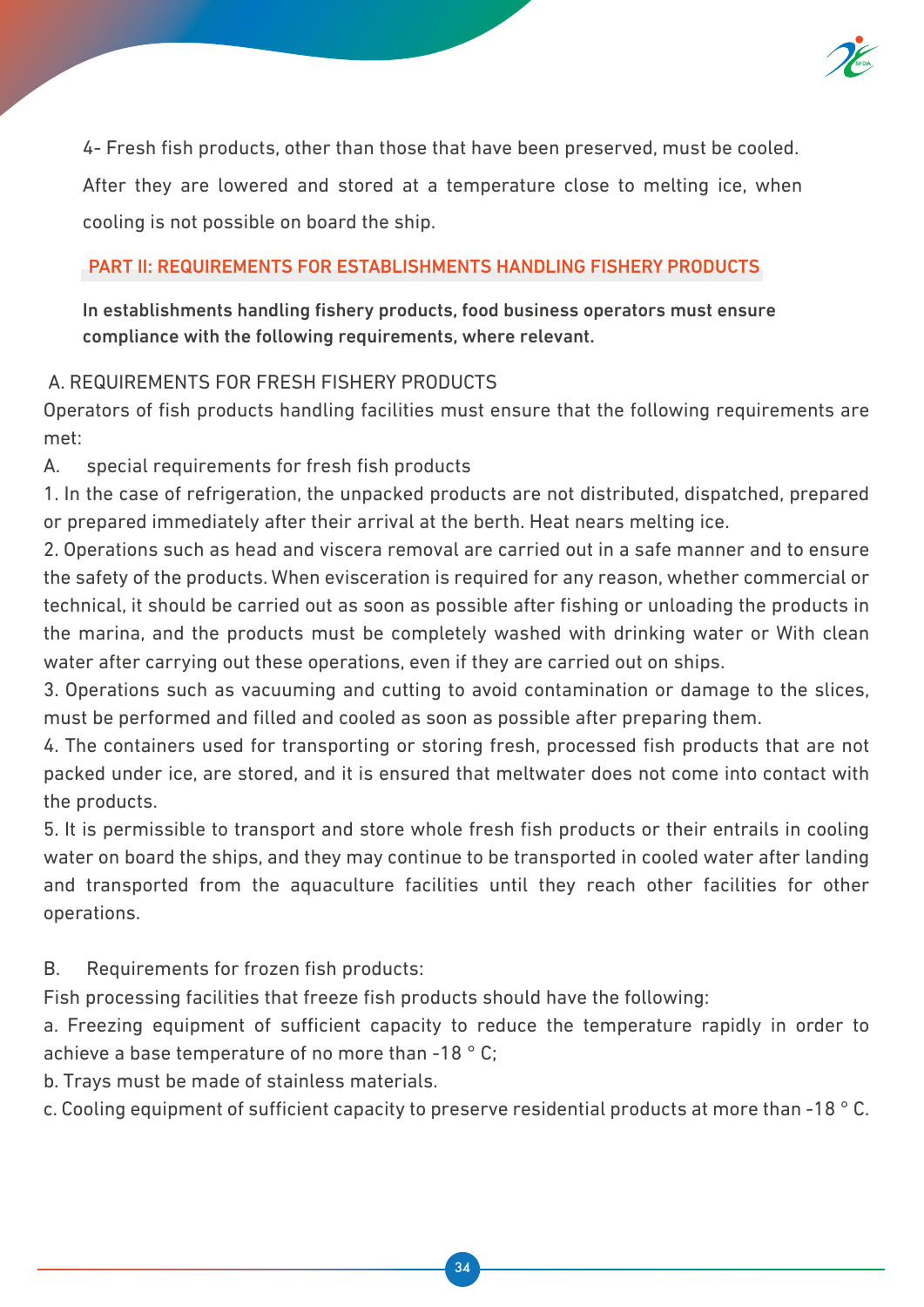4- Fresh fish products, other than those that have been preserved, must be cooled. After they are lowered and stored at a temperature close to melting ice, when cooling is not possible on board the ship.

## PART II: REQUIREMENTS FOR ESTABLISHMENTS HANDLING FISHERY PRODUCTS

**In establishments handling fishery products, food business operators must ensure compliance with the following requirements, where relevant.**

A. REQUIREMENTS FOR FRESH FISHERY PRODUCTS

Operators of fish products handling facilities must ensure that the following requirements are met:

A. special requirements for fresh fish products

1. In the case of refrigeration, the unpacked products are not distributed, dispatched, prepared or prepared immediately after their arrival at the berth. Heat nears melting ice.
2. Operations such as head and viscera removal are carried out in a safe manner and to ensure the safety of the products. When evisceration is required for any reason, whether commercial or technical, it should be carried out as soon as possible after fishing or unloading the products in the marina, and the products must be completely washed with drinking water or With clean water after carrying out these operations, even if they are carried out on ships.
3. Operations such as vacuuming and cutting to avoid contamination or damage to the slices, must be performed and filled and cooled as soon as possible after preparing them.
4. The containers used for transporting or storing fresh, processed fish products that are not packed under ice, are stored, and it is ensured that meltwater does not come into contact with the products.
5. It is permissible to transport and store whole fresh fish products or their entrails in cooling water on board the ships, and they may continue to be transported in cooled water after landing and transported from the aquaculture facilities until they reach other facilities for other operations.

B. Requirements for frozen fish products:

Fish processing facilities that freeze fish products should have the following:

a. Freezing equipment of sufficient capacity to reduce the temperature rapidly in order to achieve a base temperature of no more than -18 ° C;

b. Trays must be made of stainless materials.

c. Cooling equipment of sufficient capacity to preserve residential products at more than -18 ° C.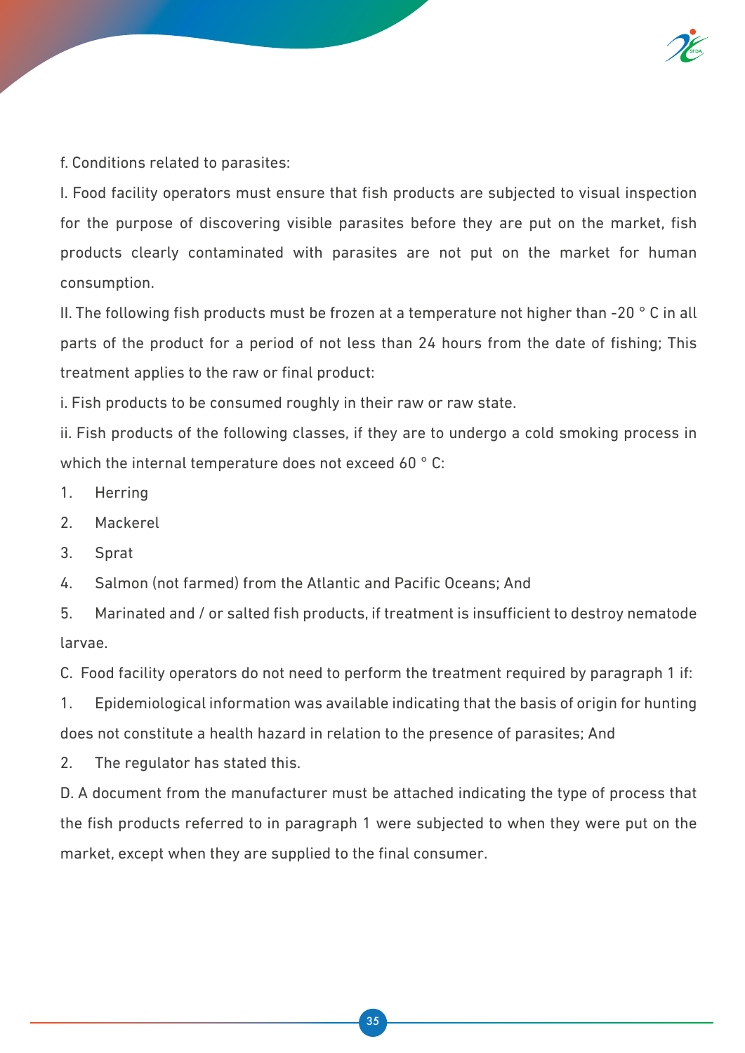f. Conditions related to parasites:

I. Food facility operators must ensure that fish products are subjected to visual inspection for the purpose of discovering visible parasites before they are put on the market, fish products clearly contaminated with parasites are not put on the market for human consumption.

II. The following fish products must be frozen at a temperature not higher than -20 ° C in all parts of the product for a period of not less than 24 hours from the date of fishing; This treatment applies to the raw or final product:

i. Fish products to be consumed roughly in their raw or raw state.

ii. Fish products of the following classes, if they are to undergo a cold smoking process in which the internal temperature does not exceed 60 ° C:

1. Herring
2. Mackerel
3. Sprat
4. Salmon (not farmed) from the Atlantic and Pacific Oceans; And
5. Marinated and / or salted fish products, if treatment is insufficient to destroy nematode larvae.

C. Food facility operators do not need to perform the treatment required by paragraph 1 if:

1. Epidemiological information was available indicating that the basis of origin for hunting does not constitute a health hazard in relation to the presence of parasites; And
2. The regulator has stated this.

D. A document from the manufacturer must be attached indicating the type of process that the fish products referred to in paragraph 1 were subjected to when they were put on the market, except when they are supplied to the final consumer.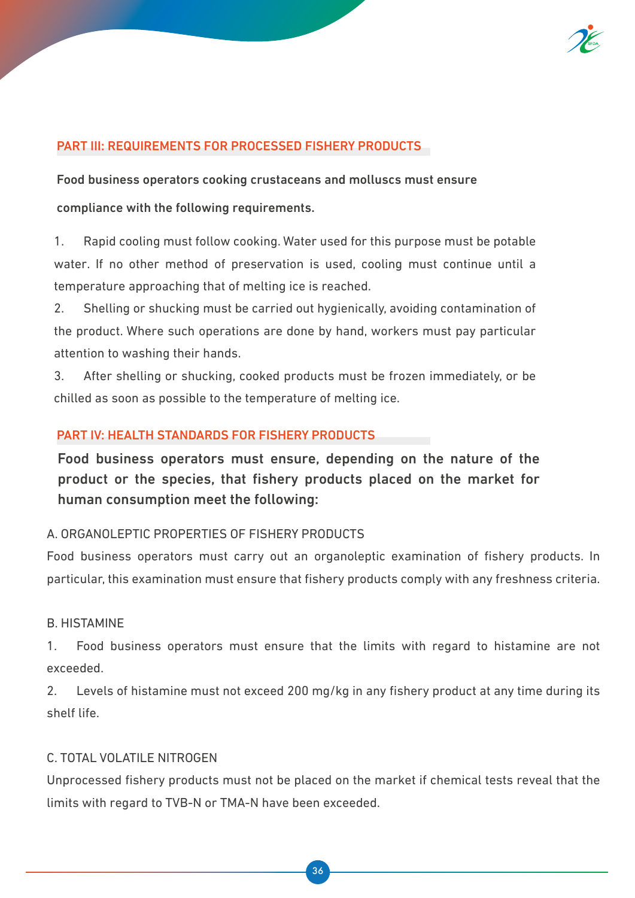## PART III: REQUIREMENTS FOR PROCESSED FISHERY PRODUCTS

**Food business operators cooking crustaceans and molluscs must ensure compliance with the following requirements.**

1. Rapid cooling must follow cooking. Water used for this purpose must be potable water. If no other method of preservation is used, cooling must continue until a temperature approaching that of melting ice is reached.
2. Shelling or shucking must be carried out hygienically, avoiding contamination of the product. Where such operations are done by hand, workers must pay particular attention to washing their hands.
3. After shelling or shucking, cooked products must be frozen immediately, or be chilled as soon as possible to the temperature of melting ice.

## PART IV: HEALTH STANDARDS FOR FISHERY PRODUCTS

**Food business operators must ensure, depending on the nature of the product or the species, that fishery products placed on the market for human consumption meet the following:**

### A. ORGANOLEPTIC PROPERTIES OF FISHERY PRODUCTS

Food business operators must carry out an organoleptic examination of fishery products. In particular, this examination must ensure that fishery products comply with any freshness criteria.

### B. HISTAMINE

1. Food business operators must ensure that the limits with regard to histamine are not exceeded.
2. Levels of histamine must not exceed 200 mg/kg in any fishery product at any time during its shelf life.

### C. TOTAL VOLATILE NITROGEN

Unprocessed fishery products must not be placed on the market if chemical tests reveal that the limits with regard to TVB-N or TMA-N have been exceeded.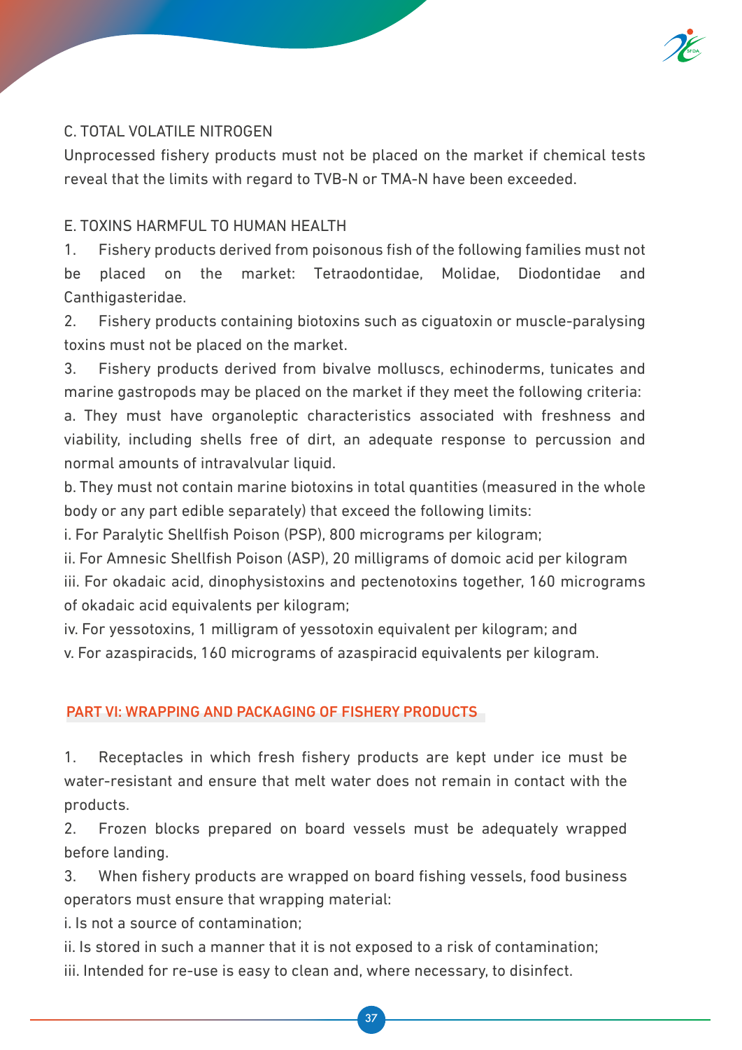C. TOTAL VOLATILE NITROGEN

Unprocessed fishery products must not be placed on the market if chemical tests reveal that the limits with regard to TVB-N or TMA-N have been exceeded.

E. TOXINS HARMFUL TO HUMAN HEALTH

1. Fishery products derived from poisonous fish of the following families must not be placed on the market: Tetraodontidae, Molidae, Diodontidae and Canthigasteridae.

2. Fishery products containing biotoxins such as ciguatoxin or muscle-paralysing toxins must not be placed on the market.

3. Fishery products derived from bivalve molluscs, echinoderms, tunicates and marine gastropods may be placed on the market if they meet the following criteria:

a. They must have organoleptic characteristics associated with freshness and viability, including shells free of dirt, an adequate response to percussion and normal amounts of intravalvular liquid.

b. They must not contain marine biotoxins in total quantities (measured in the whole body or any part edible separately) that exceed the following limits:

i. For Paralytic Shellfish Poison (PSP), 800 micrograms per kilogram;

ii. For Amnesic Shellfish Poison (ASP), 20 milligrams of domoic acid per kilogram

iii. For okadaic acid, dinophysistoxins and pectenotoxins together, 160 micrograms of okadaic acid equivalents per kilogram;

iv. For yessotoxins, 1 milligram of yessotoxin equivalent per kilogram; and

v. For azaspiracids, 160 micrograms of azaspiracid equivalents per kilogram.

## PART VI: WRAPPING AND PACKAGING OF FISHERY PRODUCTS

1. Receptacles in which fresh fishery products are kept under ice must be water-resistant and ensure that melt water does not remain in contact with the products.

2. Frozen blocks prepared on board vessels must be adequately wrapped before landing.

3. When fishery products are wrapped on board fishing vessels, food business operators must ensure that wrapping material:

i. Is not a source of contamination;

ii. Is stored in such a manner that it is not exposed to a risk of contamination;

iii. Intended for re-use is easy to clean and, where necessary, to disinfect.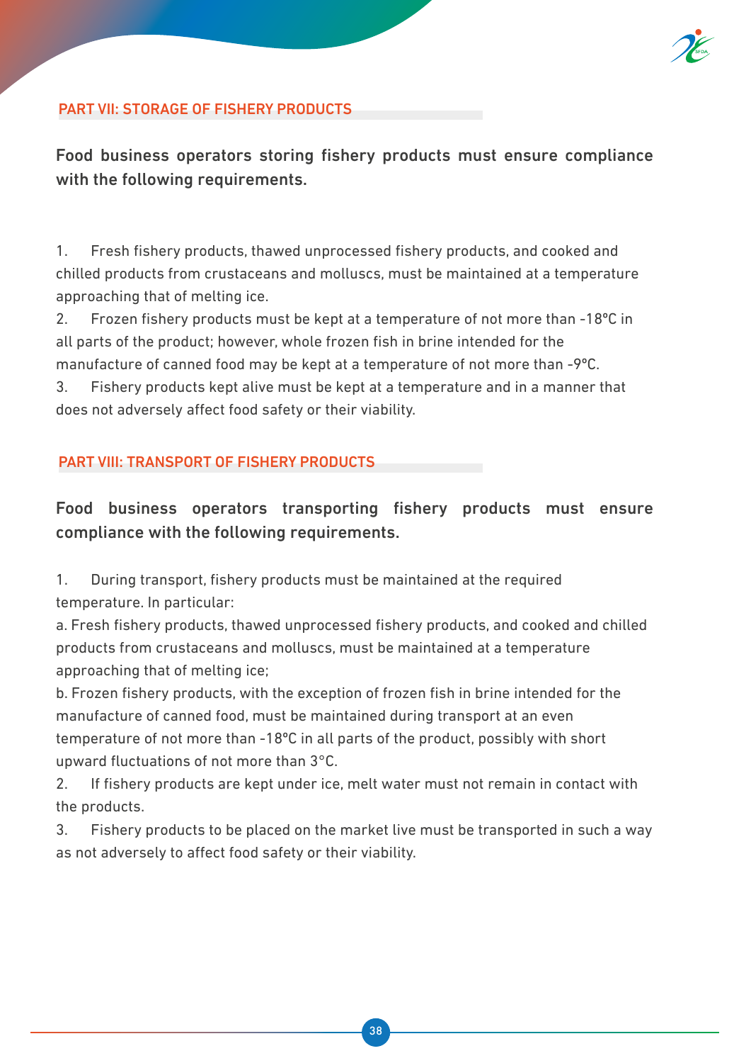## PART VII: STORAGE OF FISHERY PRODUCTS

**Food business operators storing fishery products must ensure compliance with the following requirements.**

1. Fresh fishery products, thawed unprocessed fishery products, and cooked and chilled products from crustaceans and molluscs, must be maintained at a temperature approaching that of melting ice.
2. Frozen fishery products must be kept at a temperature of not more than -18°C in all parts of the product; however, whole frozen fish in brine intended for the manufacture of canned food may be kept at a temperature of not more than -9°C.
3. Fishery products kept alive must be kept at a temperature and in a manner that does not adversely affect food safety or their viability.

## PART VIII: TRANSPORT OF FISHERY PRODUCTS

**Food business operators transporting fishery products must ensure compliance with the following requirements.**

1. During transport, fishery products must be maintained at the required temperature. In particular:

   a. Fresh fishery products, thawed unprocessed fishery products, and cooked and chilled products from crustaceans and molluscs, must be maintained at a temperature approaching that of melting ice;

   b. Frozen fishery products, with the exception of frozen fish in brine intended for the manufacture of canned food, must be maintained during transport at an even temperature of not more than -18°C in all parts of the product, possibly with short upward fluctuations of not more than 3°C.
2. If fishery products are kept under ice, melt water must not remain in contact with the products.
3. Fishery products to be placed on the market live must be transported in such a way as not adversely to affect food safety or their viability.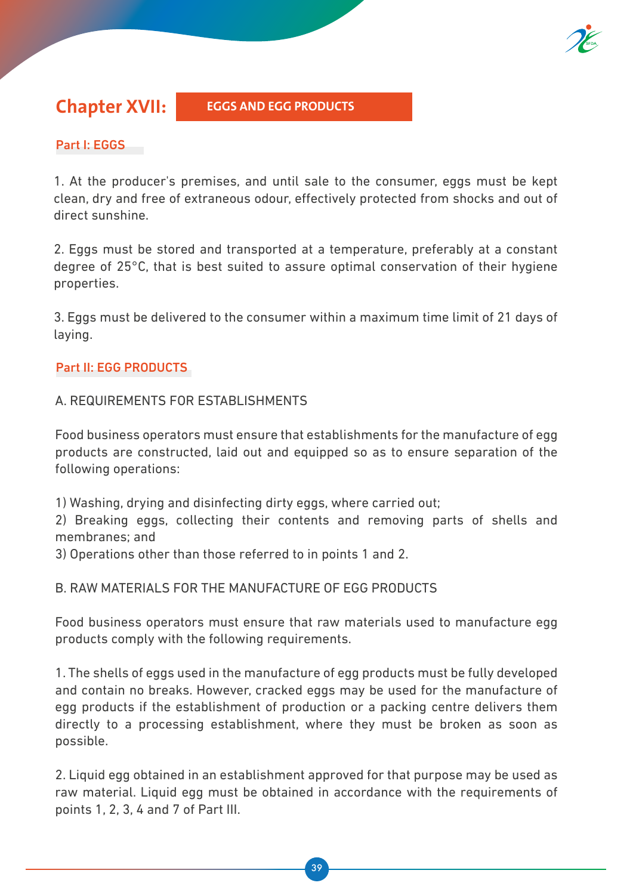# Chapter XVII: EGGS AND EGG PRODUCTS

## Part I: EGGS

1. At the producer's premises, and until sale to the consumer, eggs must be kept clean, dry and free of extraneous odour, effectively protected from shocks and out of direct sunshine.

2. Eggs must be stored and transported at a temperature, preferably at a constant degree of 25°C, that is best suited to assure optimal conservation of their hygiene properties.

3. Eggs must be delivered to the consumer within a maximum time limit of 21 days of laying.

## Part II: EGG PRODUCTS

### A. REQUIREMENTS FOR ESTABLISHMENTS

Food business operators must ensure that establishments for the manufacture of egg products are constructed, laid out and equipped so as to ensure separation of the following operations:

1) Washing, drying and disinfecting dirty eggs, where carried out;
2) Breaking eggs, collecting their contents and removing parts of shells and membranes; and
3) Operations other than those referred to in points 1 and 2.

### B. RAW MATERIALS FOR THE MANUFACTURE OF EGG PRODUCTS

Food business operators must ensure that raw materials used to manufacture egg products comply with the following requirements.

1. The shells of eggs used in the manufacture of egg products must be fully developed and contain no breaks. However, cracked eggs may be used for the manufacture of egg products if the establishment of production or a packing centre delivers them directly to a processing establishment, where they must be broken as soon as possible.

2. Liquid egg obtained in an establishment approved for that purpose may be used as raw material. Liquid egg must be obtained in accordance with the requirements of points 1, 2, 3, 4 and 7 of Part III.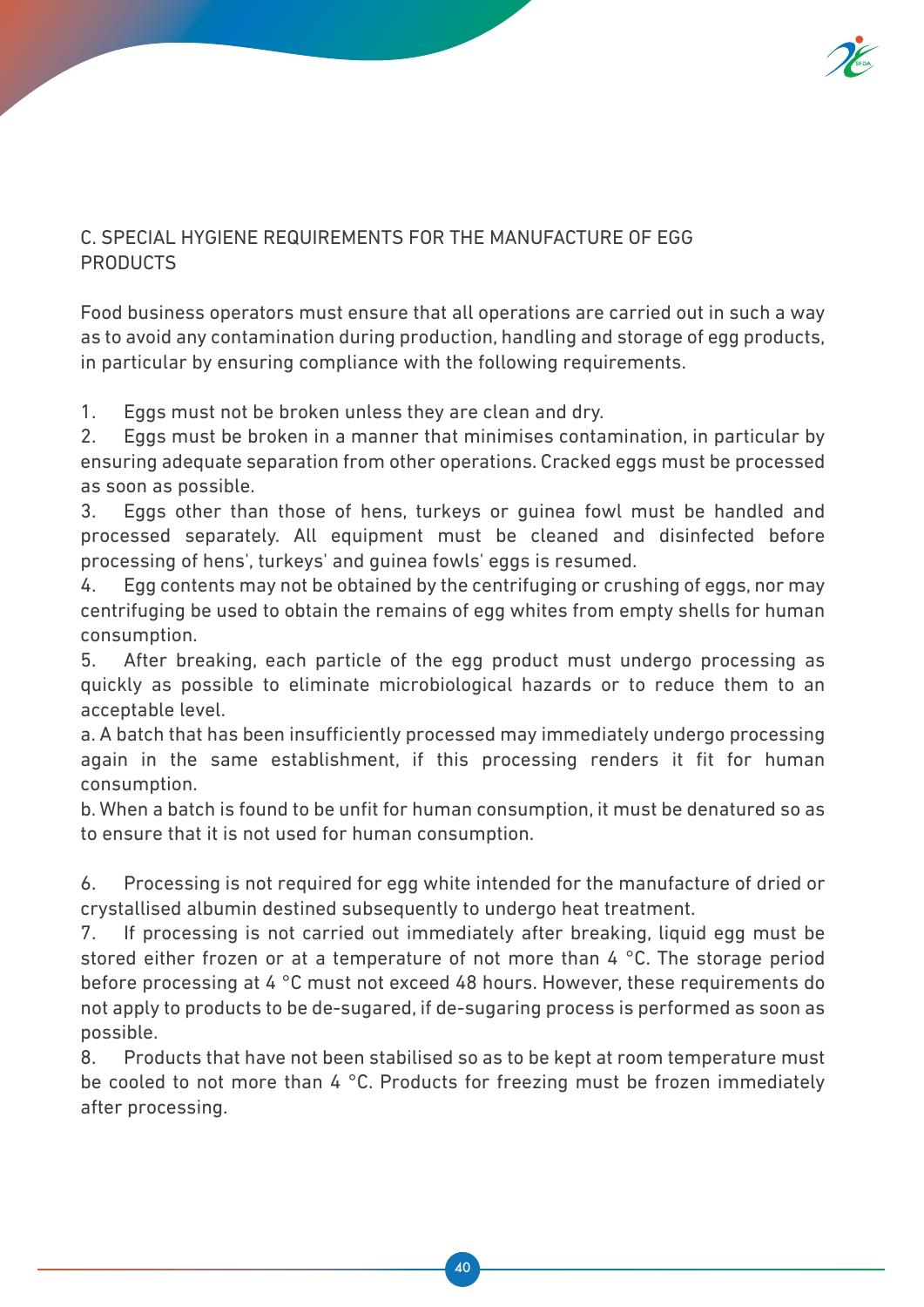## C. SPECIAL HYGIENE REQUIREMENTS FOR THE MANUFACTURE OF EGG PRODUCTS

Food business operators must ensure that all operations are carried out in such a way as to avoid any contamination during production, handling and storage of egg products, in particular by ensuring compliance with the following requirements.

1. Eggs must not be broken unless they are clean and dry.
2. Eggs must be broken in a manner that minimises contamination, in particular by ensuring adequate separation from other operations. Cracked eggs must be processed as soon as possible.
3. Eggs other than those of hens, turkeys or guinea fowl must be handled and processed separately. All equipment must be cleaned and disinfected before processing of hens', turkeys' and guinea fowls' eggs is resumed.
4. Egg contents may not be obtained by the centrifuging or crushing of eggs, nor may centrifuging be used to obtain the remains of egg whites from empty shells for human consumption.
5. After breaking, each particle of the egg product must undergo processing as quickly as possible to eliminate microbiological hazards or to reduce them to an acceptable level.
   a. A batch that has been insufficiently processed may immediately undergo processing again in the same establishment, if this processing renders it fit for human consumption.
   b. When a batch is found to be unfit for human consumption, it must be denatured so as to ensure that it is not used for human consumption.
6. Processing is not required for egg white intended for the manufacture of dried or crystallised albumin destined subsequently to undergo heat treatment.
7. If processing is not carried out immediately after breaking, liquid egg must be stored either frozen or at a temperature of not more than 4 °C. The storage period before processing at 4 °C must not exceed 48 hours. However, these requirements do not apply to products to be de-sugared, if de-sugaring process is performed as soon as possible.
8. Products that have not been stabilised so as to be kept at room temperature must be cooled to not more than 4 °C. Products for freezing must be frozen immediately after processing.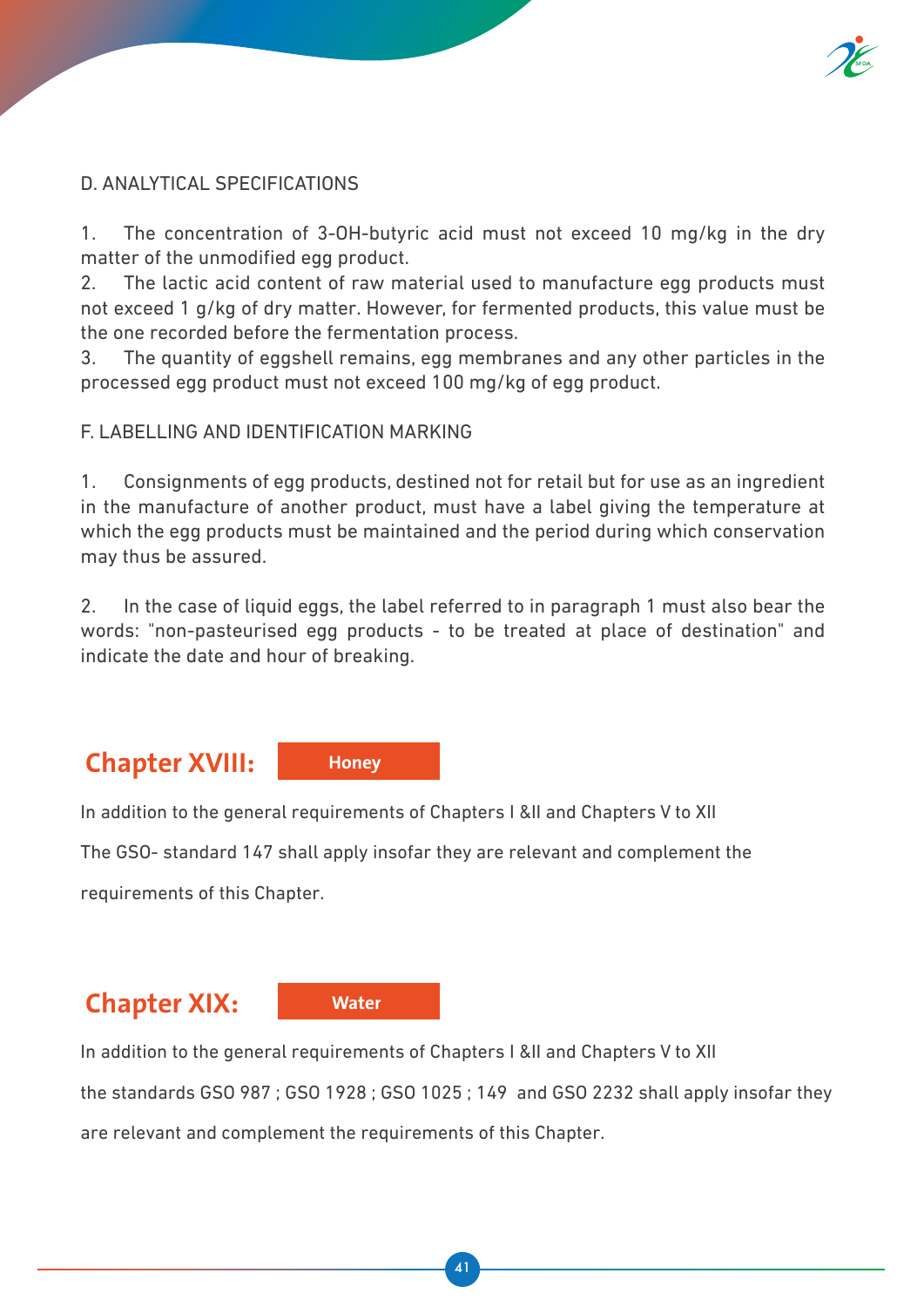D. ANALYTICAL SPECIFICATIONS

1. The concentration of 3-OH-butyric acid must not exceed 10 mg/kg in the dry matter of the unmodified egg product.
2. The lactic acid content of raw material used to manufacture egg products must not exceed 1 g/kg of dry matter. However, for fermented products, this value must be the one recorded before the fermentation process.
3. The quantity of eggshell remains, egg membranes and any other particles in the processed egg product must not exceed 100 mg/kg of egg product.

F. LABELLING AND IDENTIFICATION MARKING

1. Consignments of egg products, destined not for retail but for use as an ingredient in the manufacture of another product, must have a label giving the temperature at which the egg products must be maintained and the period during which conservation may thus be assured.

2. In the case of liquid eggs, the label referred to in paragraph 1 must also bear the words: "non-pasteurised egg products - to be treated at place of destination" and indicate the date and hour of breaking.

## Chapter XVIII: Honey

In addition to the general requirements of Chapters I &II and Chapters V to XII

The GSO- standard 147 shall apply insofar they are relevant and complement the requirements of this Chapter.

## Chapter XIX: Water

In addition to the general requirements of Chapters I &II and Chapters V to XII

the standards GSO 987 ; GSO 1928 ; GSO 1025 ; 149 and GSO 2232 shall apply insofar they are relevant and complement the requirements of this Chapter.